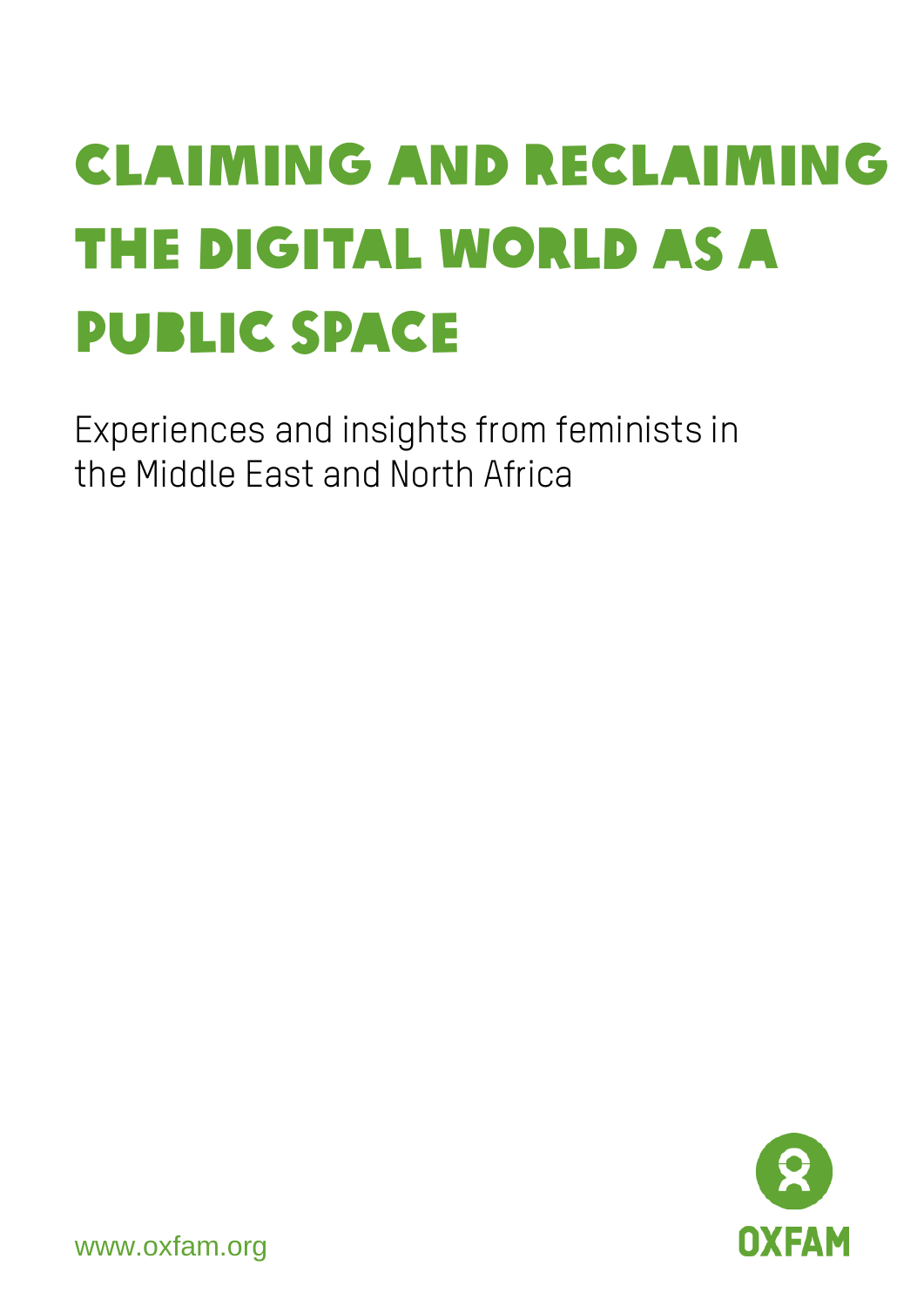# CLAIMING AND RECLAIMING THE DIGITAL WORLD AS A PUBLIC SPACE

Experiences and insights from feminists in the Middle East and North Africa

www.oxfam.org

OXFAM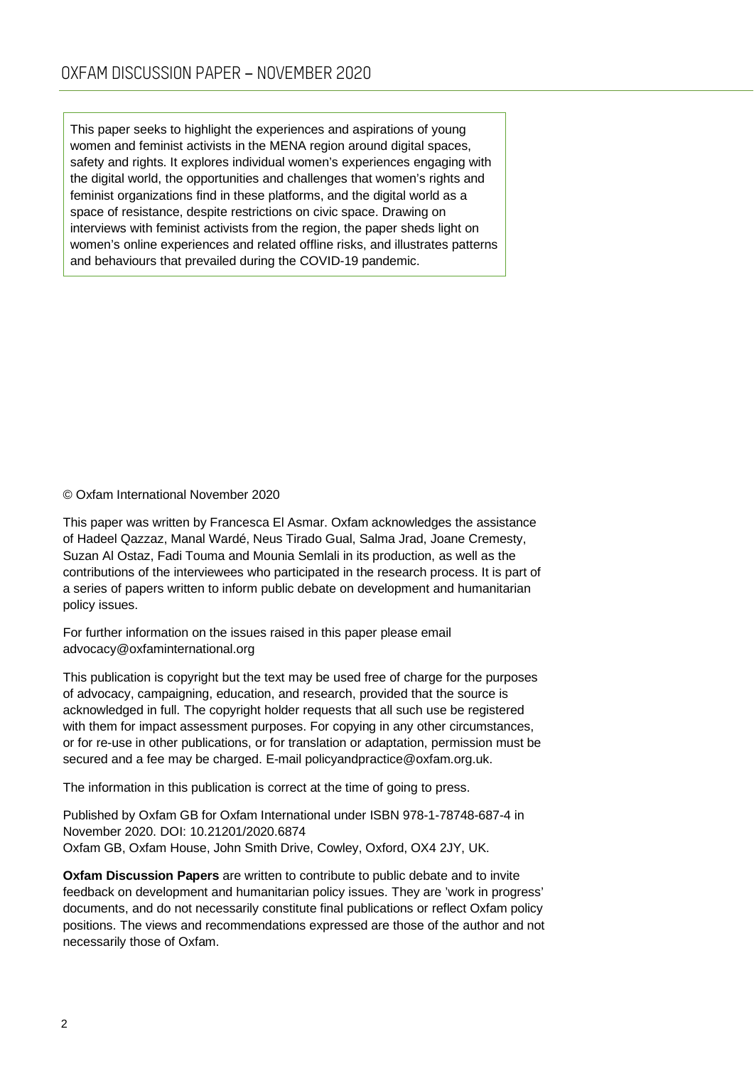This paper seeks to highlight the experiences and aspirations of young women and feminist activists in the MENA region around digital spaces, safety and rights. It explores individual women's experiences engaging with the digital world, the opportunities and challenges that women's rights and feminist organizations find in these platforms, and the digital world as a space of resistance, despite restrictions on civic space. Drawing on interviews with feminist activists from the region, the paper sheds light on women's online experiences and related offline risks, and illustrates patterns and behaviours that prevailed during the COVID-19 pandemic.

© Oxfam International November 2020

This paper was written by Francesca El Asmar. Oxfam acknowledges the assistance of Hadeel Qazzaz, Manal Wardé, Neus Tirado Gual, Salma Jrad, Joane Cremesty, Suzan Al Ostaz, Fadi Touma and Mounia Semlali in its production, as well as the contributions of the interviewees who participated in the research process. It is part of a series of papers written to inform public debate on development and humanitarian policy issues.

For further information on the issues raised in this paper please email advocacy@oxfaminternational.org

This publication is copyright but the text may be used free of charge for the purposes of advocacy, campaigning, education, and research, provided that the source is acknowledged in full. The copyright holder requests that all such use be registered with them for impact assessment purposes. For copying in any other circumstances, or for re-use in other publications, or for translation or adaptation, permission must be secured and a fee may be charged. E-mail policyandpractice@oxfam.org.uk.

The information in this publication is correct at the time of going to press.

Published by Oxfam GB for Oxfam International under ISBN 978-1-78748-687-4 in November 2020. DOI: 10.21201/2020.6874
Oxfam GB, Oxfam House, John Smith Drive, Cowley, Oxford, OX4 2JY, UK.

**Oxfam Discussion Papers** are written to contribute to public debate and to invite feedback on development and humanitarian policy issues. They are 'work in progress' documents, and do not necessarily constitute final publications or reflect Oxfam policy positions. The views and recommendations expressed are those of the author and not necessarily those of Oxfam.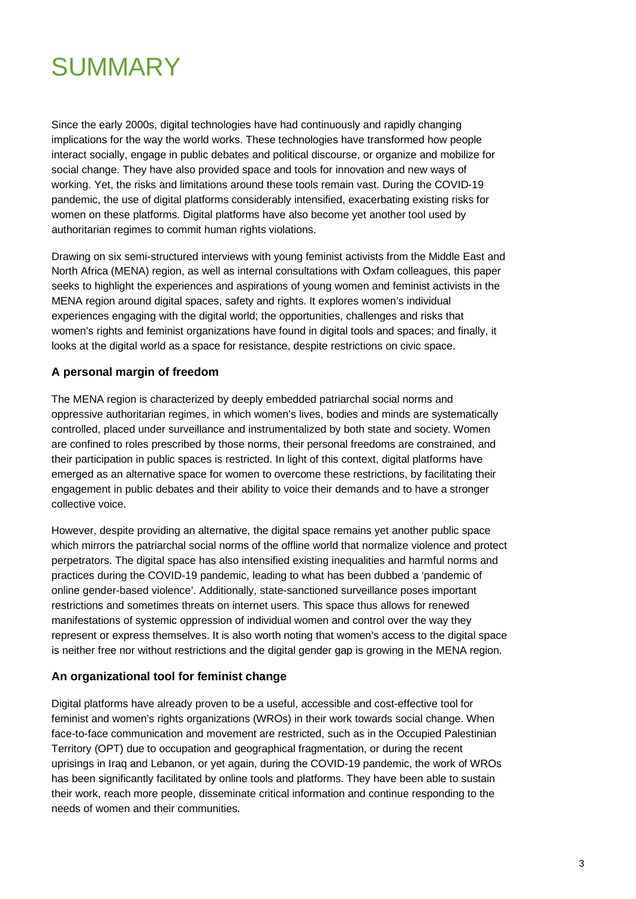# SUMMARY

Since the early 2000s, digital technologies have had continuously and rapidly changing implications for the way the world works. These technologies have transformed how people interact socially, engage in public debates and political discourse, or organize and mobilize for social change. They have also provided space and tools for innovation and new ways of working. Yet, the risks and limitations around these tools remain vast. During the COVID-19 pandemic, the use of digital platforms considerably intensified, exacerbating existing risks for women on these platforms. Digital platforms have also become yet another tool used by authoritarian regimes to commit human rights violations.

Drawing on six semi-structured interviews with young feminist activists from the Middle East and North Africa (MENA) region, as well as internal consultations with Oxfam colleagues, this paper seeks to highlight the experiences and aspirations of young women and feminist activists in the MENA region around digital spaces, safety and rights. It explores women's individual experiences engaging with the digital world; the opportunities, challenges and risks that women's rights and feminist organizations have found in digital tools and spaces; and finally, it looks at the digital world as a space for resistance, despite restrictions on civic space.

### A personal margin of freedom

The MENA region is characterized by deeply embedded patriarchal social norms and oppressive authoritarian regimes, in which women's lives, bodies and minds are systematically controlled, placed under surveillance and instrumentalized by both state and society. Women are confined to roles prescribed by those norms, their personal freedoms are constrained, and their participation in public spaces is restricted. In light of this context, digital platforms have emerged as an alternative space for women to overcome these restrictions, by facilitating their engagement in public debates and their ability to voice their demands and to have a stronger collective voice.

However, despite providing an alternative, the digital space remains yet another public space which mirrors the patriarchal social norms of the offline world that normalize violence and protect perpetrators. The digital space has also intensified existing inequalities and harmful norms and practices during the COVID-19 pandemic, leading to what has been dubbed a 'pandemic of online gender-based violence'. Additionally, state-sanctioned surveillance poses important restrictions and sometimes threats on internet users. This space thus allows for renewed manifestations of systemic oppression of individual women and control over the way they represent or express themselves. It is also worth noting that women's access to the digital space is neither free nor without restrictions and the digital gender gap is growing in the MENA region.

### An organizational tool for feminist change

Digital platforms have already proven to be a useful, accessible and cost-effective tool for feminist and women's rights organizations (WROs) in their work towards social change. When face-to-face communication and movement are restricted, such as in the Occupied Palestinian Territory (OPT) due to occupation and geographical fragmentation, or during the recent uprisings in Iraq and Lebanon, or yet again, during the COVID-19 pandemic, the work of WROs has been significantly facilitated by online tools and platforms. They have been able to sustain their work, reach more people, disseminate critical information and continue responding to the needs of women and their communities.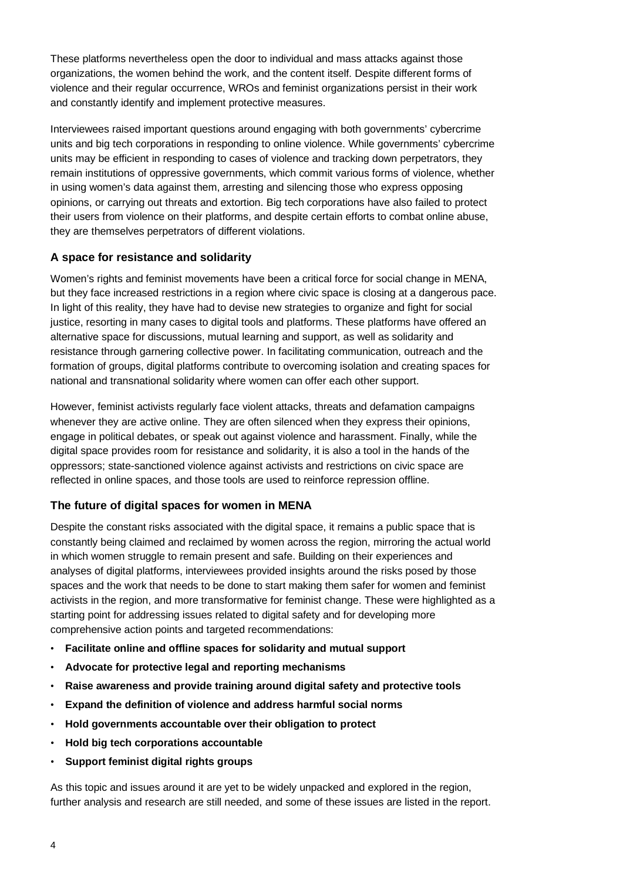These platforms nevertheless open the door to individual and mass attacks against those organizations, the women behind the work, and the content itself. Despite different forms of violence and their regular occurrence, WROs and feminist organizations persist in their work and constantly identify and implement protective measures.

Interviewees raised important questions around engaging with both governments' cybercrime units and big tech corporations in responding to online violence. While governments' cybercrime units may be efficient in responding to cases of violence and tracking down perpetrators, they remain institutions of oppressive governments, which commit various forms of violence, whether in using women's data against them, arresting and silencing those who express opposing opinions, or carrying out threats and extortion. Big tech corporations have also failed to protect their users from violence on their platforms, and despite certain efforts to combat online abuse, they are themselves perpetrators of different violations.

### A space for resistance and solidarity

Women's rights and feminist movements have been a critical force for social change in MENA, but they face increased restrictions in a region where civic space is closing at a dangerous pace. In light of this reality, they have had to devise new strategies to organize and fight for social justice, resorting in many cases to digital tools and platforms. These platforms have offered an alternative space for discussions, mutual learning and support, as well as solidarity and resistance through garnering collective power. In facilitating communication, outreach and the formation of groups, digital platforms contribute to overcoming isolation and creating spaces for national and transnational solidarity where women can offer each other support.

However, feminist activists regularly face violent attacks, threats and defamation campaigns whenever they are active online. They are often silenced when they express their opinions, engage in political debates, or speak out against violence and harassment. Finally, while the digital space provides room for resistance and solidarity, it is also a tool in the hands of the oppressors; state-sanctioned violence against activists and restrictions on civic space are reflected in online spaces, and those tools are used to reinforce repression offline.

### The future of digital spaces for women in MENA

Despite the constant risks associated with the digital space, it remains a public space that is constantly being claimed and reclaimed by women across the region, mirroring the actual world in which women struggle to remain present and safe. Building on their experiences and analyses of digital platforms, interviewees provided insights around the risks posed by those spaces and the work that needs to be done to start making them safer for women and feminist activists in the region, and more transformative for feminist change. These were highlighted as a starting point for addressing issues related to digital safety and for developing more comprehensive action points and targeted recommendations:

- **Facilitate online and offline spaces for solidarity and mutual support**
- **Advocate for protective legal and reporting mechanisms**
- **Raise awareness and provide training around digital safety and protective tools**
- **Expand the definition of violence and address harmful social norms**
- **Hold governments accountable over their obligation to protect**
- **Hold big tech corporations accountable**
- **Support feminist digital rights groups**

As this topic and issues around it are yet to be widely unpacked and explored in the region, further analysis and research are still needed, and some of these issues are listed in the report.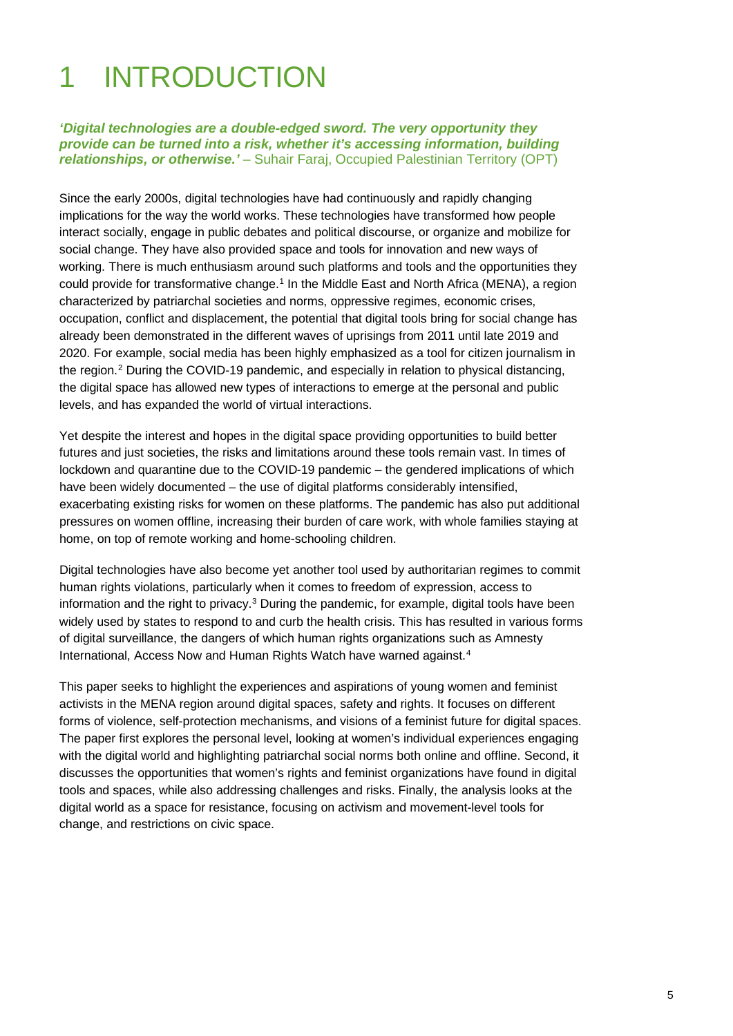# 1 INTRODUCTION

***'Digital technologies are a double-edged sword. The very opportunity they provide can be turned into a risk, whether it's accessing information, building relationships, or otherwise.'*** – Suhair Faraj, Occupied Palestinian Territory (OPT)

Since the early 2000s, digital technologies have had continuously and rapidly changing implications for the way the world works. These technologies have transformed how people interact socially, engage in public debates and political discourse, or organize and mobilize for social change. They have also provided space and tools for innovation and new ways of working. There is much enthusiasm around such platforms and tools and the opportunities they could provide for transformative change.[1] In the Middle East and North Africa (MENA), a region characterized by patriarchal societies and norms, oppressive regimes, economic crises, occupation, conflict and displacement, the potential that digital tools bring for social change has already been demonstrated in the different waves of uprisings from 2011 until late 2019 and 2020. For example, social media has been highly emphasized as a tool for citizen journalism in the region.[2] During the COVID-19 pandemic, and especially in relation to physical distancing, the digital space has allowed new types of interactions to emerge at the personal and public levels, and has expanded the world of virtual interactions.

Yet despite the interest and hopes in the digital space providing opportunities to build better futures and just societies, the risks and limitations around these tools remain vast. In times of lockdown and quarantine due to the COVID-19 pandemic – the gendered implications of which have been widely documented – the use of digital platforms considerably intensified, exacerbating existing risks for women on these platforms. The pandemic has also put additional pressures on women offline, increasing their burden of care work, with whole families staying at home, on top of remote working and home-schooling children.

Digital technologies have also become yet another tool used by authoritarian regimes to commit human rights violations, particularly when it comes to freedom of expression, access to information and the right to privacy.[3] During the pandemic, for example, digital tools have been widely used by states to respond to and curb the health crisis. This has resulted in various forms of digital surveillance, the dangers of which human rights organizations such as Amnesty International, Access Now and Human Rights Watch have warned against.[4]

This paper seeks to highlight the experiences and aspirations of young women and feminist activists in the MENA region around digital spaces, safety and rights. It focuses on different forms of violence, self-protection mechanisms, and visions of a feminist future for digital spaces. The paper first explores the personal level, looking at women's individual experiences engaging with the digital world and highlighting patriarchal social norms both online and offline. Second, it discusses the opportunities that women's rights and feminist organizations have found in digital tools and spaces, while also addressing challenges and risks. Finally, the analysis looks at the digital world as a space for resistance, focusing on activism and movement-level tools for change, and restrictions on civic space.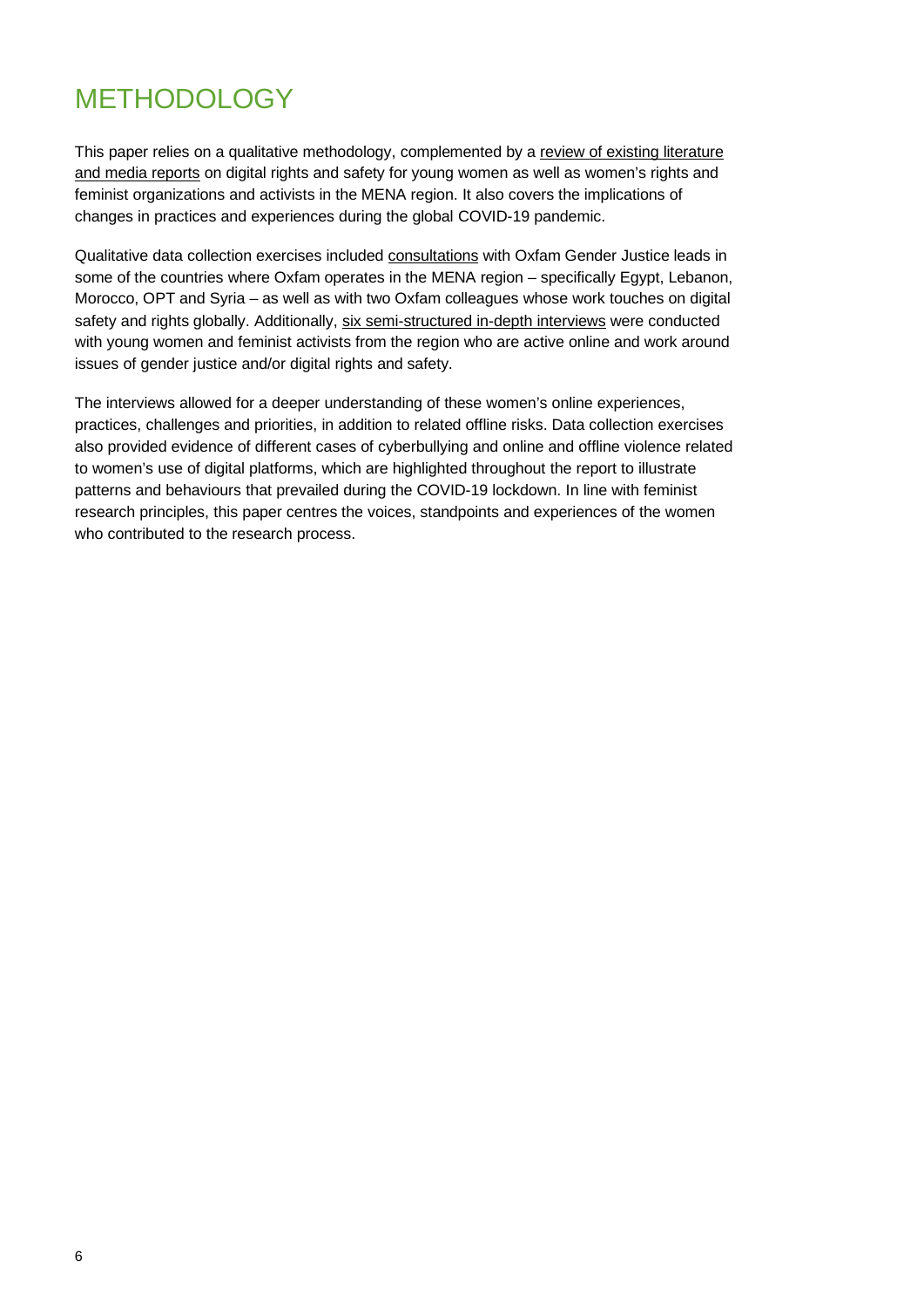# METHODOLOGY

This paper relies on a qualitative methodology, complemented by a review of existing literature and media reports on digital rights and safety for young women as well as women's rights and feminist organizations and activists in the MENA region. It also covers the implications of changes in practices and experiences during the global COVID-19 pandemic.

Qualitative data collection exercises included consultations with Oxfam Gender Justice leads in some of the countries where Oxfam operates in the MENA region – specifically Egypt, Lebanon, Morocco, OPT and Syria – as well as with two Oxfam colleagues whose work touches on digital safety and rights globally. Additionally, six semi-structured in-depth interviews were conducted with young women and feminist activists from the region who are active online and work around issues of gender justice and/or digital rights and safety.

The interviews allowed for a deeper understanding of these women's online experiences, practices, challenges and priorities, in addition to related offline risks. Data collection exercises also provided evidence of different cases of cyberbullying and online and offline violence related to women's use of digital platforms, which are highlighted throughout the report to illustrate patterns and behaviours that prevailed during the COVID-19 lockdown. In line with feminist research principles, this paper centres the voices, standpoints and experiences of the women who contributed to the research process.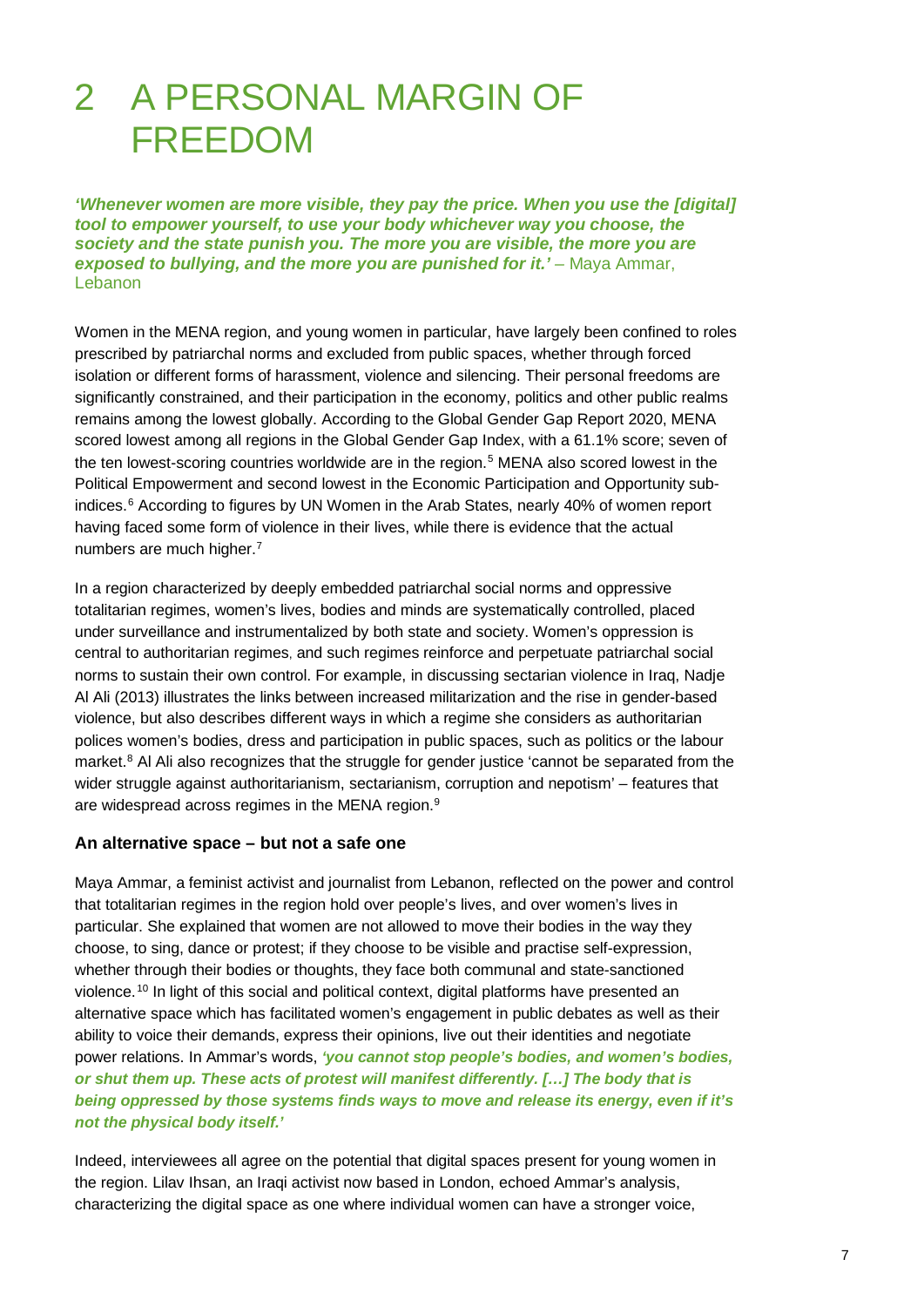# 2 A PERSONAL MARGIN OF FREEDOM

***'Whenever women are more visible, they pay the price. When you use the [digital] tool to empower yourself, to use your body whichever way you choose, the society and the state punish you. The more you are visible, the more you are exposed to bullying, and the more you are punished for it.'*** – Maya Ammar, Lebanon

Women in the MENA region, and young women in particular, have largely been confined to roles prescribed by patriarchal norms and excluded from public spaces, whether through forced isolation or different forms of harassment, violence and silencing. Their personal freedoms are significantly constrained, and their participation in the economy, politics and other public realms remains among the lowest globally. According to the Global Gender Gap Report 2020, MENA scored lowest among all regions in the Global Gender Gap Index, with a 61.1% score; seven of the ten lowest-scoring countries worldwide are in the region.[5] MENA also scored lowest in the Political Empowerment and second lowest in the Economic Participation and Opportunity sub-indices.[6] According to figures by UN Women in the Arab States, nearly 40% of women report having faced some form of violence in their lives, while there is evidence that the actual numbers are much higher.[7]

In a region characterized by deeply embedded patriarchal social norms and oppressive totalitarian regimes, women's lives, bodies and minds are systematically controlled, placed under surveillance and instrumentalized by both state and society. Women's oppression is central to authoritarian regimes, and such regimes reinforce and perpetuate patriarchal social norms to sustain their own control. For example, in discussing sectarian violence in Iraq, Nadje Al Ali (2013) illustrates the links between increased militarization and the rise in gender-based violence, but also describes different ways in which a regime she considers as authoritarian polices women's bodies, dress and participation in public spaces, such as politics or the labour market.[8] Al Ali also recognizes that the struggle for gender justice 'cannot be separated from the wider struggle against authoritarianism, sectarianism, corruption and nepotism' – features that are widespread across regimes in the MENA region.[9]

### An alternative space – but not a safe one

Maya Ammar, a feminist activist and journalist from Lebanon, reflected on the power and control that totalitarian regimes in the region hold over people's lives, and over women's lives in particular. She explained that women are not allowed to move their bodies in the way they choose, to sing, dance or protest; if they choose to be visible and practise self-expression, whether through their bodies or thoughts, they face both communal and state-sanctioned violence.[10] In light of this social and political context, digital platforms have presented an alternative space which has facilitated women's engagement in public debates as well as their ability to voice their demands, express their opinions, live out their identities and negotiate power relations. In Ammar's words, ***'you cannot stop people's bodies, and women's bodies, or shut them up. These acts of protest will manifest differently. […] The body that is being oppressed by those systems finds ways to move and release its energy, even if it's not the physical body itself.'***

Indeed, interviewees all agree on the potential that digital spaces present for young women in the region. Lilav Ihsan, an Iraqi activist now based in London, echoed Ammar's analysis, characterizing the digital space as one where individual women can have a stronger voice,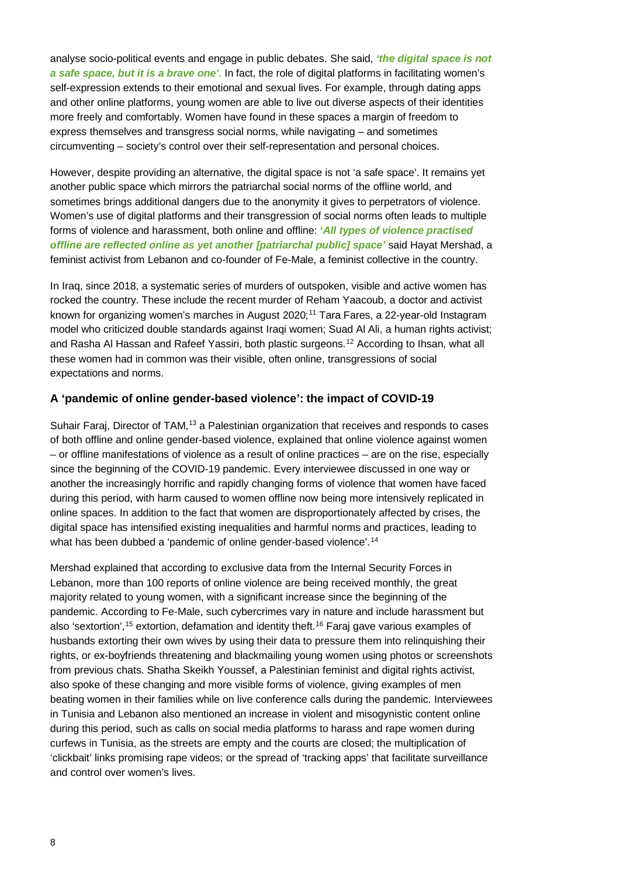analyse socio-political events and engage in public debates. She said, ***'the digital space is not a safe space, but it is a brave one'.*** In fact, the role of digital platforms in facilitating women's self-expression extends to their emotional and sexual lives. For example, through dating apps and other online platforms, young women are able to live out diverse aspects of their identities more freely and comfortably. Women have found in these spaces a margin of freedom to express themselves and transgress social norms, while navigating – and sometimes circumventing – society's control over their self-representation and personal choices.

However, despite providing an alternative, the digital space is not 'a safe space'. It remains yet another public space which mirrors the patriarchal social norms of the offline world, and sometimes brings additional dangers due to the anonymity it gives to perpetrators of violence. Women's use of digital platforms and their transgression of social norms often leads to multiple forms of violence and harassment, both online and offline: ***'All types of violence practised offline are reflected online as yet another [patriarchal public] space'*** said Hayat Mershad, a feminist activist from Lebanon and co-founder of Fe-Male, a feminist collective in the country.

In Iraq, since 2018, a systematic series of murders of outspoken, visible and active women has rocked the country. These include the recent murder of Reham Yaacoub, a doctor and activist known for organizing women's marches in August 2020;[11] Tara Fares, a 22-year-old Instagram model who criticized double standards against Iraqi women; Suad Al Ali, a human rights activist; and Rasha Al Hassan and Rafeef Yassiri, both plastic surgeons.[12] According to Ihsan, what all these women had in common was their visible, often online, transgressions of social expectations and norms.

### A 'pandemic of online gender-based violence': the impact of COVID-19

Suhair Faraj, Director of TAM,[13] a Palestinian organization that receives and responds to cases of both offline and online gender-based violence, explained that online violence against women – or offline manifestations of violence as a result of online practices – are on the rise, especially since the beginning of the COVID-19 pandemic. Every interviewee discussed in one way or another the increasingly horrific and rapidly changing forms of violence that women have faced during this period, with harm caused to women offline now being more intensively replicated in online spaces. In addition to the fact that women are disproportionately affected by crises, the digital space has intensified existing inequalities and harmful norms and practices, leading to what has been dubbed a 'pandemic of online gender-based violence'.[14]

Mershad explained that according to exclusive data from the Internal Security Forces in Lebanon, more than 100 reports of online violence are being received monthly, the great majority related to young women, with a significant increase since the beginning of the pandemic. According to Fe-Male, such cybercrimes vary in nature and include harassment but also 'sextortion',[15] extortion, defamation and identity theft.[16] Faraj gave various examples of husbands extorting their own wives by using their data to pressure them into relinquishing their rights, or ex-boyfriends threatening and blackmailing young women using photos or screenshots from previous chats. Shatha Skeikh Youssef, a Palestinian feminist and digital rights activist, also spoke of these changing and more visible forms of violence, giving examples of men beating women in their families while on live conference calls during the pandemic. Interviewees in Tunisia and Lebanon also mentioned an increase in violent and misogynistic content online during this period, such as calls on social media platforms to harass and rape women during curfews in Tunisia, as the streets are empty and the courts are closed; the multiplication of 'clickbait' links promising rape videos; or the spread of 'tracking apps' that facilitate surveillance and control over women's lives.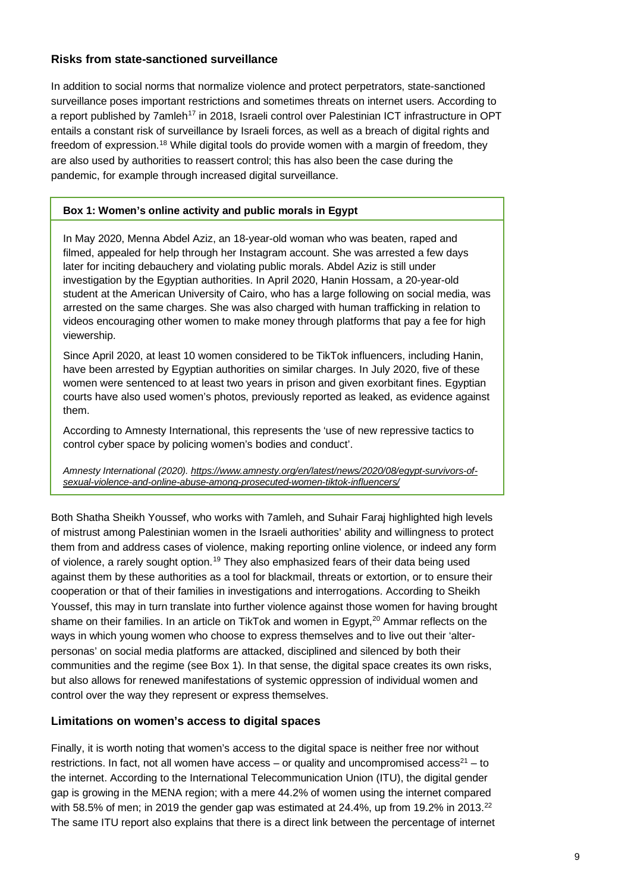### Risks from state-sanctioned surveillance

In addition to social norms that normalize violence and protect perpetrators, state-sanctioned surveillance poses important restrictions and sometimes threats on internet users. According to a report published by 7amleh[17] in 2018, Israeli control over Palestinian ICT infrastructure in OPT entails a constant risk of surveillance by Israeli forces, as well as a breach of digital rights and freedom of expression.[18] While digital tools do provide women with a margin of freedom, they are also used by authorities to reassert control; this has also been the case during the pandemic, for example through increased digital surveillance.

> **Box 1: Women's online activity and public morals in Egypt**
>
> In May 2020, Menna Abdel Aziz, an 18-year-old woman who was beaten, raped and filmed, appealed for help through her Instagram account. She was arrested a few days later for inciting debauchery and violating public morals. Abdel Aziz is still under investigation by the Egyptian authorities. In April 2020, Hanin Hossam, a 20-year-old student at the American University of Cairo, who has a large following on social media, was arrested on the same charges. She was also charged with human trafficking in relation to videos encouraging other women to make money through platforms that pay a fee for high viewership.
>
> Since April 2020, at least 10 women considered to be TikTok influencers, including Hanin, have been arrested by Egyptian authorities on similar charges. In July 2020, five of these women were sentenced to at least two years in prison and given exorbitant fines. Egyptian courts have also used women's photos, previously reported as leaked, as evidence against them.
>
> According to Amnesty International, this represents the 'use of new repressive tactics to control cyber space by policing women's bodies and conduct'.
>
> *Amnesty International (2020). https://www.amnesty.org/en/latest/news/2020/08/egypt-survivors-of-sexual-violence-and-online-abuse-among-prosecuted-women-tiktok-influencers/*

Both Shatha Sheikh Youssef, who works with 7amleh, and Suhair Faraj highlighted high levels of mistrust among Palestinian women in the Israeli authorities' ability and willingness to protect them from and address cases of violence, making reporting online violence, or indeed any form of violence, a rarely sought option.[19] They also emphasized fears of their data being used against them by these authorities as a tool for blackmail, threats or extortion, or to ensure their cooperation or that of their families in investigations and interrogations. According to Sheikh Youssef, this may in turn translate into further violence against those women for having brought shame on their families. In an article on TikTok and women in Egypt,[20] Ammar reflects on the ways in which young women who choose to express themselves and to live out their 'alter-personas' on social media platforms are attacked, disciplined and silenced by both their communities and the regime (see Box 1). In that sense, the digital space creates its own risks, but also allows for renewed manifestations of systemic oppression of individual women and control over the way they represent or express themselves.

### Limitations on women's access to digital spaces

Finally, it is worth noting that women's access to the digital space is neither free nor without restrictions. In fact, not all women have access – or quality and uncompromised access[21] – to the internet. According to the International Telecommunication Union (ITU), the digital gender gap is growing in the MENA region; with a mere 44.2% of women using the internet compared with 58.5% of men; in 2019 the gender gap was estimated at 24.4%, up from 19.2% in 2013.[22] The same ITU report also explains that there is a direct link between the percentage of internet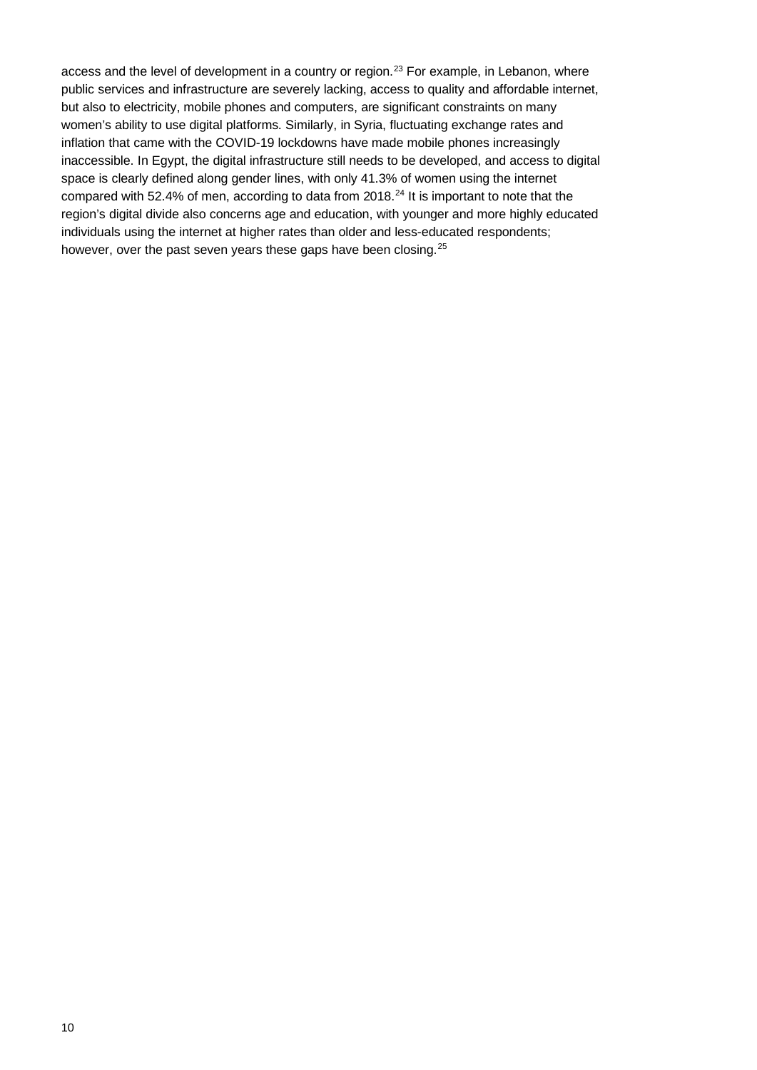access and the level of development in a country or region.[23] For example, in Lebanon, where public services and infrastructure are severely lacking, access to quality and affordable internet, but also to electricity, mobile phones and computers, are significant constraints on many women's ability to use digital platforms. Similarly, in Syria, fluctuating exchange rates and inflation that came with the COVID-19 lockdowns have made mobile phones increasingly inaccessible. In Egypt, the digital infrastructure still needs to be developed, and access to digital space is clearly defined along gender lines, with only 41.3% of women using the internet compared with 52.4% of men, according to data from 2018.[24] It is important to note that the region's digital divide also concerns age and education, with younger and more highly educated individuals using the internet at higher rates than older and less-educated respondents; however, over the past seven years these gaps have been closing.[25]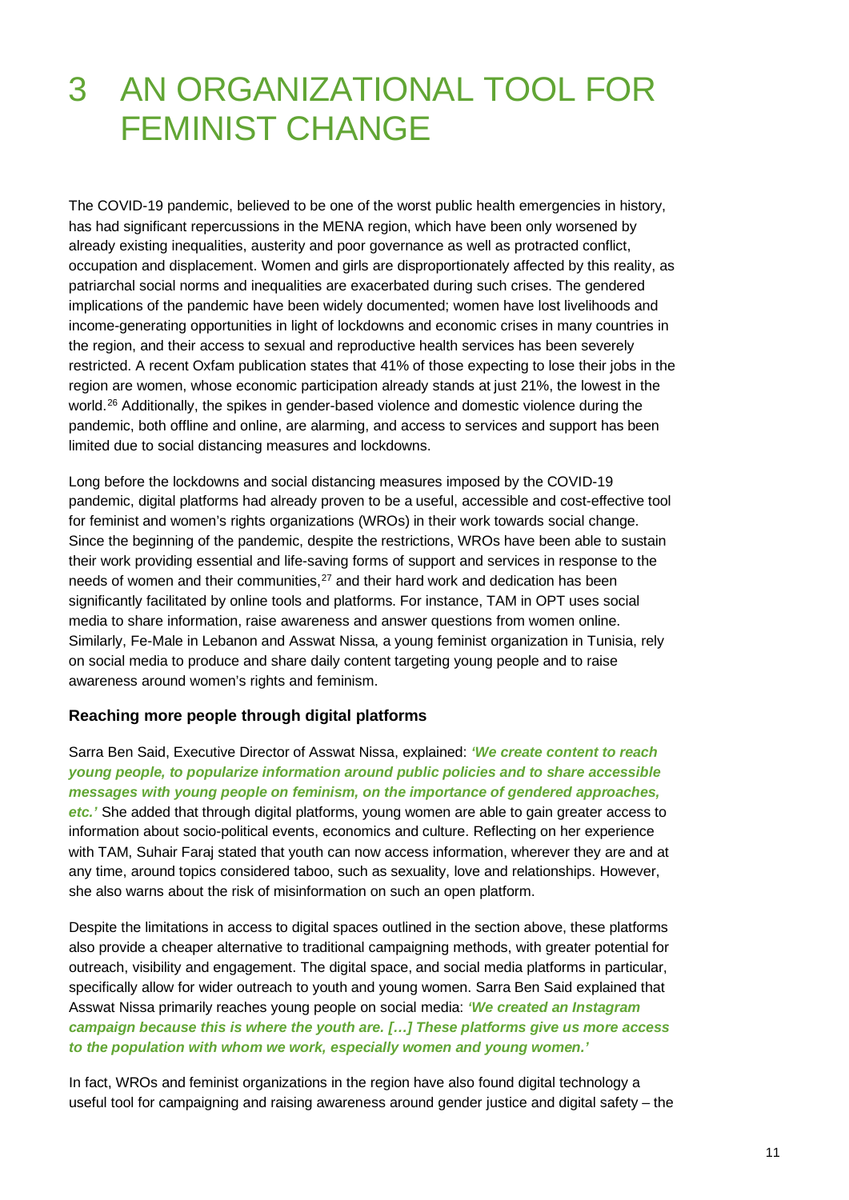# 3 AN ORGANIZATIONAL TOOL FOR FEMINIST CHANGE

The COVID-19 pandemic, believed to be one of the worst public health emergencies in history, has had significant repercussions in the MENA region, which have been only worsened by already existing inequalities, austerity and poor governance as well as protracted conflict, occupation and displacement. Women and girls are disproportionately affected by this reality, as patriarchal social norms and inequalities are exacerbated during such crises. The gendered implications of the pandemic have been widely documented; women have lost livelihoods and income-generating opportunities in light of lockdowns and economic crises in many countries in the region, and their access to sexual and reproductive health services has been severely restricted. A recent Oxfam publication states that 41% of those expecting to lose their jobs in the region are women, whose economic participation already stands at just 21%, the lowest in the world.[26] Additionally, the spikes in gender-based violence and domestic violence during the pandemic, both offline and online, are alarming, and access to services and support has been limited due to social distancing measures and lockdowns.

Long before the lockdowns and social distancing measures imposed by the COVID-19 pandemic, digital platforms had already proven to be a useful, accessible and cost-effective tool for feminist and women's rights organizations (WROs) in their work towards social change. Since the beginning of the pandemic, despite the restrictions, WROs have been able to sustain their work providing essential and life-saving forms of support and services in response to the needs of women and their communities,[27] and their hard work and dedication has been significantly facilitated by online tools and platforms. For instance, TAM in OPT uses social media to share information, raise awareness and answer questions from women online. Similarly, Fe-Male in Lebanon and Asswat Nissa, a young feminist organization in Tunisia, rely on social media to produce and share daily content targeting young people and to raise awareness around women's rights and feminism.

### Reaching more people through digital platforms

Sarra Ben Said, Executive Director of Asswat Nissa, explained: ***'We create content to reach young people, to popularize information around public policies and to share accessible messages with young people on feminism, on the importance of gendered approaches, etc.'*** She added that through digital platforms, young women are able to gain greater access to information about socio-political events, economics and culture. Reflecting on her experience with TAM, Suhair Faraj stated that youth can now access information, wherever they are and at any time, around topics considered taboo, such as sexuality, love and relationships. However, she also warns about the risk of misinformation on such an open platform.

Despite the limitations in access to digital spaces outlined in the section above, these platforms also provide a cheaper alternative to traditional campaigning methods, with greater potential for outreach, visibility and engagement. The digital space, and social media platforms in particular, specifically allow for wider outreach to youth and young women. Sarra Ben Said explained that Asswat Nissa primarily reaches young people on social media: ***'We created an Instagram campaign because this is where the youth are. […] These platforms give us more access to the population with whom we work, especially women and young women.'***

In fact, WROs and feminist organizations in the region have also found digital technology a useful tool for campaigning and raising awareness around gender justice and digital safety – the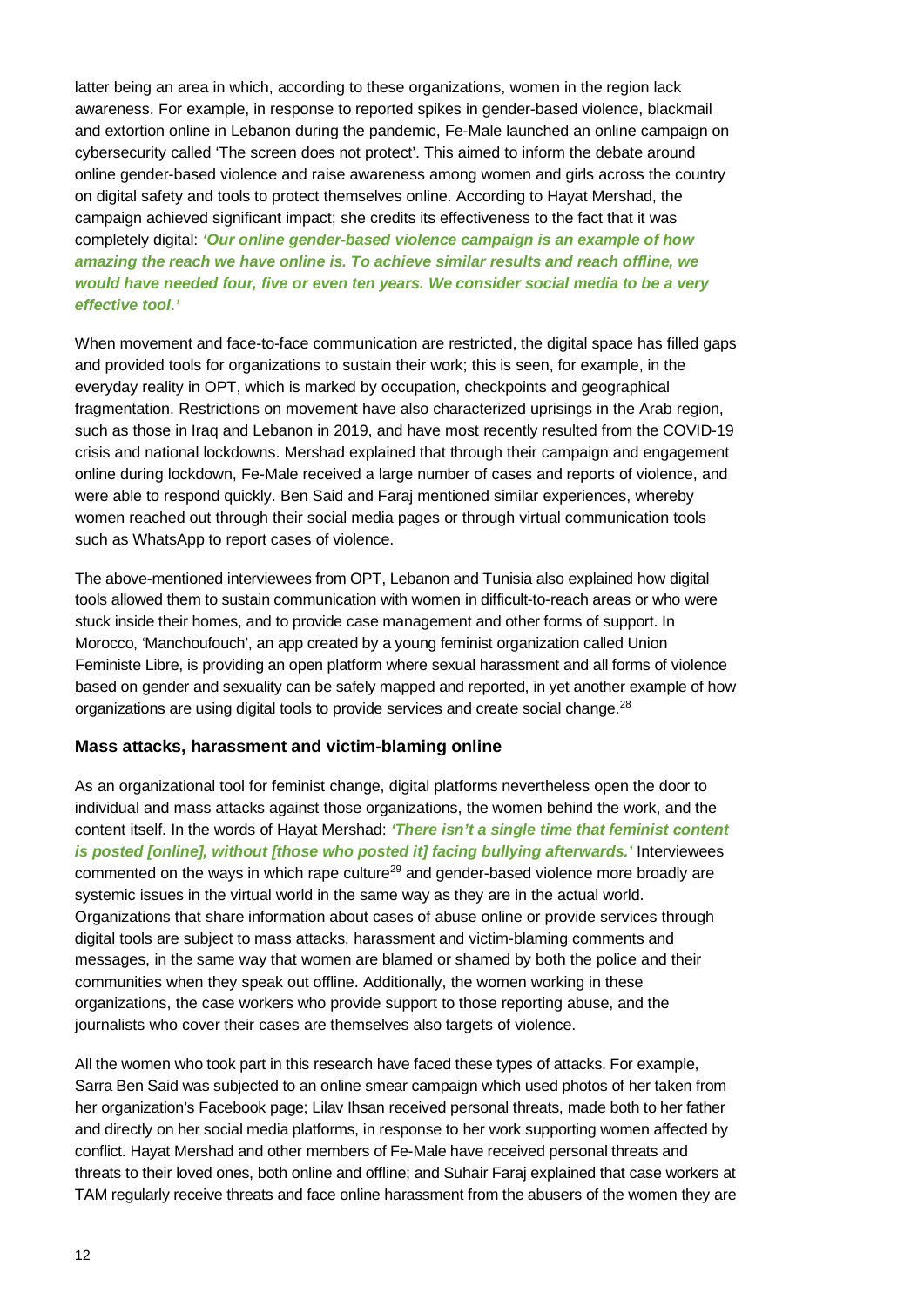latter being an area in which, according to these organizations, women in the region lack awareness. For example, in response to reported spikes in gender-based violence, blackmail and extortion online in Lebanon during the pandemic, Fe-Male launched an online campaign on cybersecurity called 'The screen does not protect'. This aimed to inform the debate around online gender-based violence and raise awareness among women and girls across the country on digital safety and tools to protect themselves online. According to Hayat Mershad, the campaign achieved significant impact; she credits its effectiveness to the fact that it was completely digital: ***'Our online gender-based violence campaign is an example of how amazing the reach we have online is. To achieve similar results and reach offline, we would have needed four, five or even ten years. We consider social media to be a very effective tool.'***

When movement and face-to-face communication are restricted, the digital space has filled gaps and provided tools for organizations to sustain their work; this is seen, for example, in the everyday reality in OPT, which is marked by occupation, checkpoints and geographical fragmentation. Restrictions on movement have also characterized uprisings in the Arab region, such as those in Iraq and Lebanon in 2019, and have most recently resulted from the COVID-19 crisis and national lockdowns. Mershad explained that through their campaign and engagement online during lockdown, Fe-Male received a large number of cases and reports of violence, and were able to respond quickly. Ben Said and Faraj mentioned similar experiences, whereby women reached out through their social media pages or through virtual communication tools such as WhatsApp to report cases of violence.

The above-mentioned interviewees from OPT, Lebanon and Tunisia also explained how digital tools allowed them to sustain communication with women in difficult-to-reach areas or who were stuck inside their homes, and to provide case management and other forms of support. In Morocco, 'Manchoufouch', an app created by a young feminist organization called Union Feministe Libre, is providing an open platform where sexual harassment and all forms of violence based on gender and sexuality can be safely mapped and reported, in yet another example of how organizations are using digital tools to provide services and create social change.[28]

### Mass attacks, harassment and victim-blaming online

As an organizational tool for feminist change, digital platforms nevertheless open the door to individual and mass attacks against those organizations, the women behind the work, and the content itself. In the words of Hayat Mershad: ***'There isn't a single time that feminist content is posted [online], without [those who posted it] facing bullying afterwards.'*** Interviewees commented on the ways in which rape culture[29] and gender-based violence more broadly are systemic issues in the virtual world in the same way as they are in the actual world. Organizations that share information about cases of abuse online or provide services through digital tools are subject to mass attacks, harassment and victim-blaming comments and messages, in the same way that women are blamed or shamed by both the police and their communities when they speak out offline. Additionally, the women working in these organizations, the case workers who provide support to those reporting abuse, and the journalists who cover their cases are themselves also targets of violence.

All the women who took part in this research have faced these types of attacks. For example, Sarra Ben Said was subjected to an online smear campaign which used photos of her taken from her organization's Facebook page; Lilav Ihsan received personal threats, made both to her father and directly on her social media platforms, in response to her work supporting women affected by conflict. Hayat Mershad and other members of Fe-Male have received personal threats and threats to their loved ones, both online and offline; and Suhair Faraj explained that case workers at TAM regularly receive threats and face online harassment from the abusers of the women they are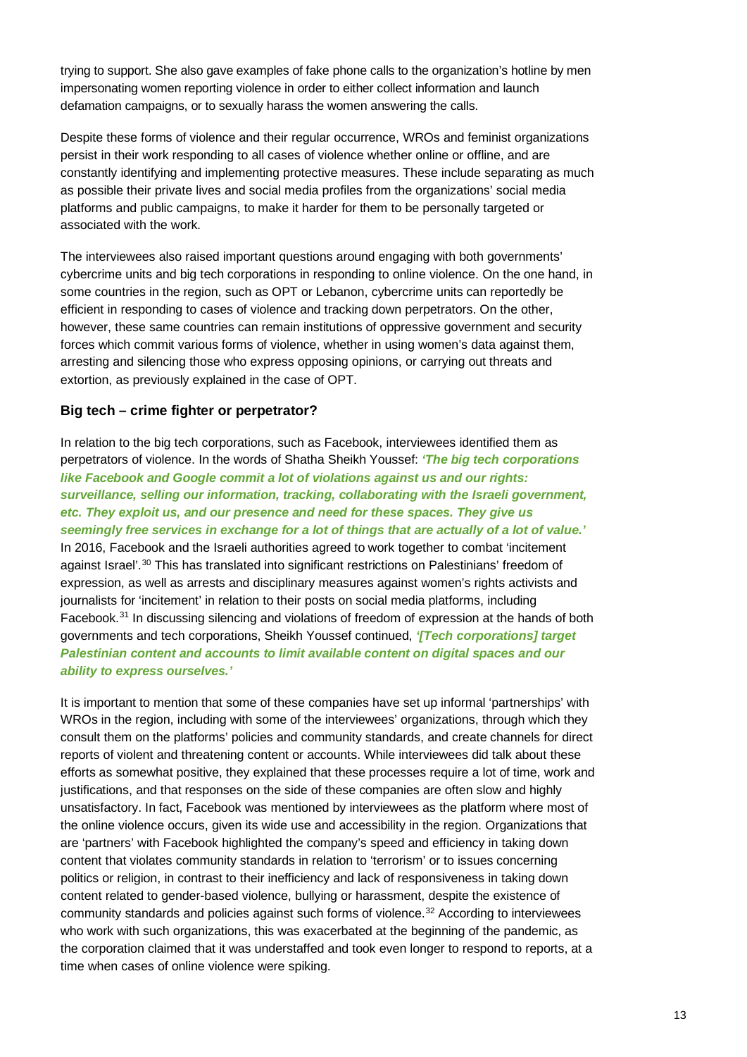trying to support. She also gave examples of fake phone calls to the organization's hotline by men impersonating women reporting violence in order to either collect information and launch defamation campaigns, or to sexually harass the women answering the calls.

Despite these forms of violence and their regular occurrence, WROs and feminist organizations persist in their work responding to all cases of violence whether online or offline, and are constantly identifying and implementing protective measures. These include separating as much as possible their private lives and social media profiles from the organizations' social media platforms and public campaigns, to make it harder for them to be personally targeted or associated with the work.

The interviewees also raised important questions around engaging with both governments' cybercrime units and big tech corporations in responding to online violence. On the one hand, in some countries in the region, such as OPT or Lebanon, cybercrime units can reportedly be efficient in responding to cases of violence and tracking down perpetrators. On the other, however, these same countries can remain institutions of oppressive government and security forces which commit various forms of violence, whether in using women's data against them, arresting and silencing those who express opposing opinions, or carrying out threats and extortion, as previously explained in the case of OPT.

### Big tech – crime fighter or perpetrator?

In relation to the big tech corporations, such as Facebook, interviewees identified them as perpetrators of violence. In the words of Shatha Sheikh Youssef: ***'The big tech corporations like Facebook and Google commit a lot of violations against us and our rights: surveillance, selling our information, tracking, collaborating with the Israeli government, etc. They exploit us, and our presence and need for these spaces. They give us seemingly free services in exchange for a lot of things that are actually of a lot of value.'*** In 2016, Facebook and the Israeli authorities agreed to work together to combat 'incitement against Israel'.[30] This has translated into significant restrictions on Palestinians' freedom of expression, as well as arrests and disciplinary measures against women's rights activists and journalists for 'incitement' in relation to their posts on social media platforms, including Facebook.[31] In discussing silencing and violations of freedom of expression at the hands of both governments and tech corporations, Sheikh Youssef continued, ***'[Tech corporations] target Palestinian content and accounts to limit available content on digital spaces and our ability to express ourselves.'***

It is important to mention that some of these companies have set up informal 'partnerships' with WROs in the region, including with some of the interviewees' organizations, through which they consult them on the platforms' policies and community standards, and create channels for direct reports of violent and threatening content or accounts. While interviewees did talk about these efforts as somewhat positive, they explained that these processes require a lot of time, work and justifications, and that responses on the side of these companies are often slow and highly unsatisfactory. In fact, Facebook was mentioned by interviewees as the platform where most of the online violence occurs, given its wide use and accessibility in the region. Organizations that are 'partners' with Facebook highlighted the company's speed and efficiency in taking down content that violates community standards in relation to 'terrorism' or to issues concerning politics or religion, in contrast to their inefficiency and lack of responsiveness in taking down content related to gender-based violence, bullying or harassment, despite the existence of community standards and policies against such forms of violence.[32] According to interviewees who work with such organizations, this was exacerbated at the beginning of the pandemic, as the corporation claimed that it was understaffed and took even longer to respond to reports, at a time when cases of online violence were spiking.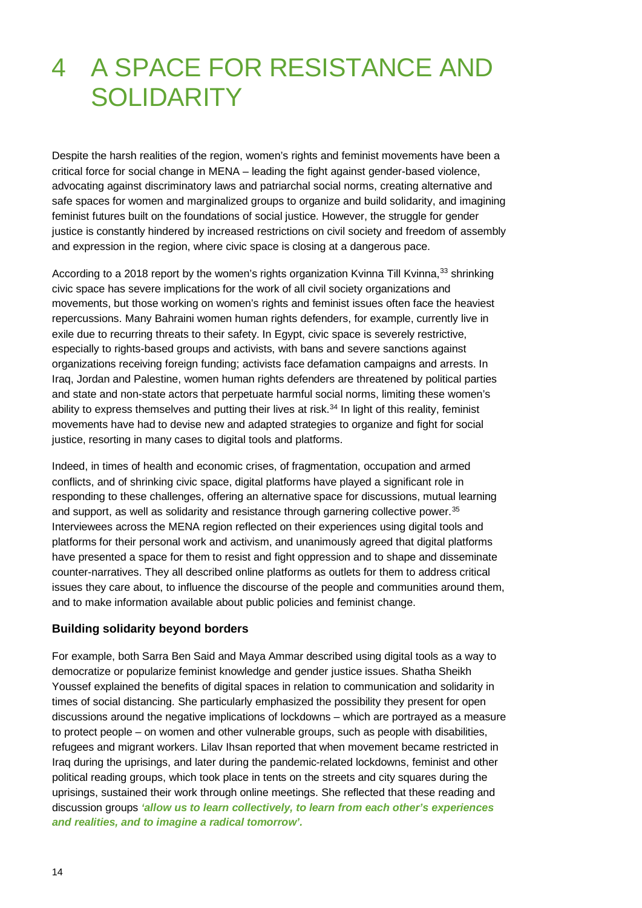# 4 A SPACE FOR RESISTANCE AND SOLIDARITY

Despite the harsh realities of the region, women's rights and feminist movements have been a critical force for social change in MENA – leading the fight against gender-based violence, advocating against discriminatory laws and patriarchal social norms, creating alternative and safe spaces for women and marginalized groups to organize and build solidarity, and imagining feminist futures built on the foundations of social justice. However, the struggle for gender justice is constantly hindered by increased restrictions on civil society and freedom of assembly and expression in the region, where civic space is closing at a dangerous pace.

According to a 2018 report by the women's rights organization Kvinna Till Kvinna,[33] shrinking civic space has severe implications for the work of all civil society organizations and movements, but those working on women's rights and feminist issues often face the heaviest repercussions. Many Bahraini women human rights defenders, for example, currently live in exile due to recurring threats to their safety. In Egypt, civic space is severely restrictive, especially to rights-based groups and activists, with bans and severe sanctions against organizations receiving foreign funding; activists face defamation campaigns and arrests. In Iraq, Jordan and Palestine, women human rights defenders are threatened by political parties and state and non-state actors that perpetuate harmful social norms, limiting these women's ability to express themselves and putting their lives at risk.[34] In light of this reality, feminist movements have had to devise new and adapted strategies to organize and fight for social justice, resorting in many cases to digital tools and platforms.

Indeed, in times of health and economic crises, of fragmentation, occupation and armed conflicts, and of shrinking civic space, digital platforms have played a significant role in responding to these challenges, offering an alternative space for discussions, mutual learning and support, as well as solidarity and resistance through garnering collective power.[35] Interviewees across the MENA region reflected on their experiences using digital tools and platforms for their personal work and activism, and unanimously agreed that digital platforms have presented a space for them to resist and fight oppression and to shape and disseminate counter-narratives. They all described online platforms as outlets for them to address critical issues they care about, to influence the discourse of the people and communities around them, and to make information available about public policies and feminist change.

### Building solidarity beyond borders

For example, both Sarra Ben Said and Maya Ammar described using digital tools as a way to democratize or popularize feminist knowledge and gender justice issues. Shatha Sheikh Youssef explained the benefits of digital spaces in relation to communication and solidarity in times of social distancing. She particularly emphasized the possibility they present for open discussions around the negative implications of lockdowns – which are portrayed as a measure to protect people – on women and other vulnerable groups, such as people with disabilities, refugees and migrant workers. Lilav Ihsan reported that when movement became restricted in Iraq during the uprisings, and later during the pandemic-related lockdowns, feminist and other political reading groups, which took place in tents on the streets and city squares during the uprisings, sustained their work through online meetings. She reflected that these reading and discussion groups ***'allow us to learn collectively, to learn from each other's experiences and realities, and to imagine a radical tomorrow'.***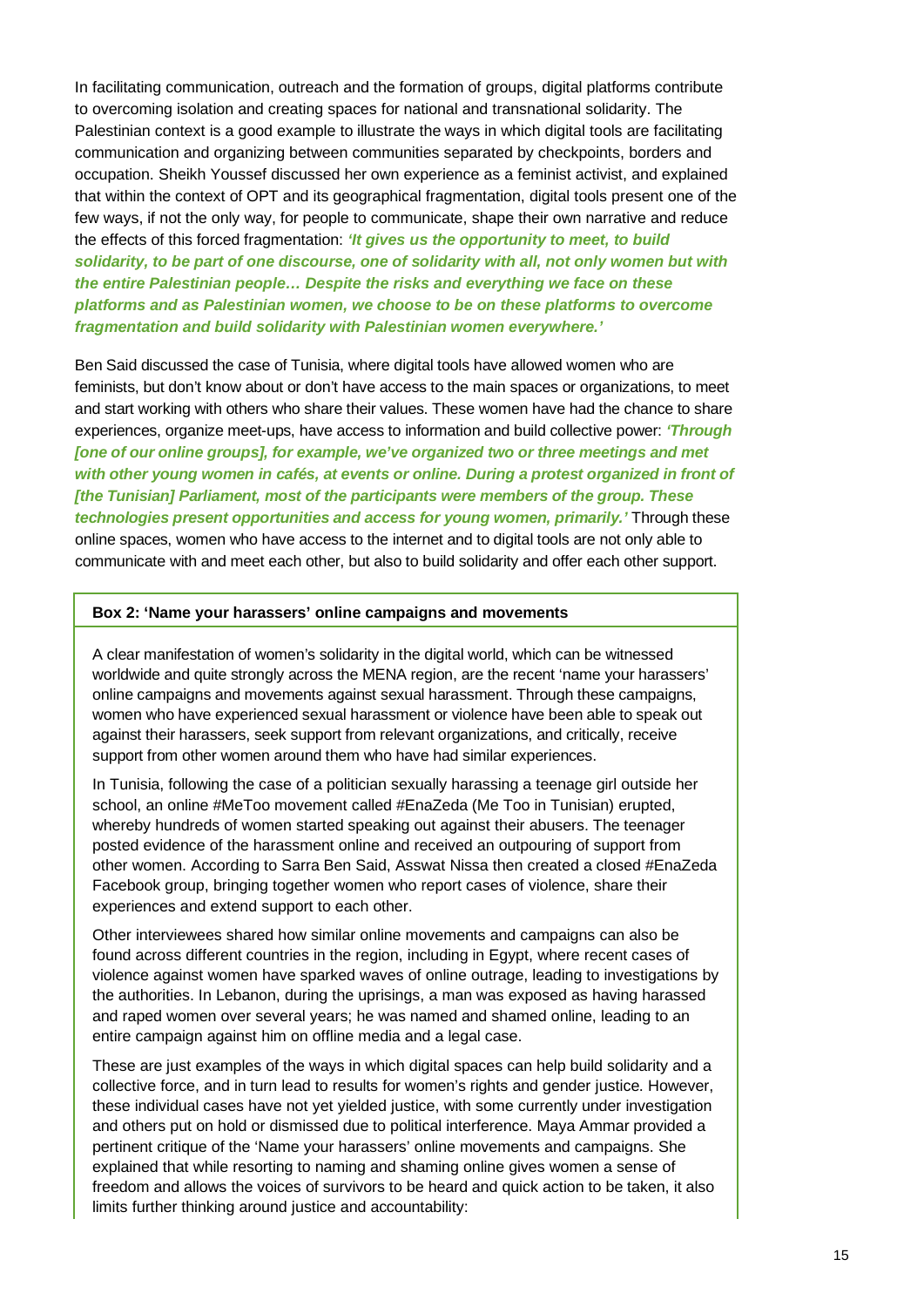In facilitating communication, outreach and the formation of groups, digital platforms contribute to overcoming isolation and creating spaces for national and transnational solidarity. The Palestinian context is a good example to illustrate the ways in which digital tools are facilitating communication and organizing between communities separated by checkpoints, borders and occupation. Sheikh Youssef discussed her own experience as a feminist activist, and explained that within the context of OPT and its geographical fragmentation, digital tools present one of the few ways, if not the only way, for people to communicate, shape their own narrative and reduce the effects of this forced fragmentation: ***'It gives us the opportunity to meet, to build solidarity, to be part of one discourse, one of solidarity with all, not only women but with the entire Palestinian people… Despite the risks and everything we face on these platforms and as Palestinian women, we choose to be on these platforms to overcome fragmentation and build solidarity with Palestinian women everywhere.'***

Ben Said discussed the case of Tunisia, where digital tools have allowed women who are feminists, but don't know about or don't have access to the main spaces or organizations, to meet and start working with others who share their values. These women have had the chance to share experiences, organize meet-ups, have access to information and build collective power: ***'Through [one of our online groups], for example, we've organized two or three meetings and met with other young women in cafés, at events or online. During a protest organized in front of [the Tunisian] Parliament, most of the participants were members of the group. These technologies present opportunities and access for young women, primarily.'*** Through these online spaces, women who have access to the internet and to digital tools are not only able to communicate with and meet each other, but also to build solidarity and offer each other support.

**Box 2: 'Name your harassers' online campaigns and movements**

A clear manifestation of women's solidarity in the digital world, which can be witnessed worldwide and quite strongly across the MENA region, are the recent 'name your harassers' online campaigns and movements against sexual harassment. Through these campaigns, women who have experienced sexual harassment or violence have been able to speak out against their harassers, seek support from relevant organizations, and critically, receive support from other women around them who have had similar experiences.

In Tunisia, following the case of a politician sexually harassing a teenage girl outside her school, an online #MeToo movement called #EnaZeda (Me Too in Tunisian) erupted, whereby hundreds of women started speaking out against their abusers. The teenager posted evidence of the harassment online and received an outpouring of support from other women. According to Sarra Ben Said, Asswat Nissa then created a closed #EnaZeda Facebook group, bringing together women who report cases of violence, share their experiences and extend support to each other.

Other interviewees shared how similar online movements and campaigns can also be found across different countries in the region, including in Egypt, where recent cases of violence against women have sparked waves of online outrage, leading to investigations by the authorities. In Lebanon, during the uprisings, a man was exposed as having harassed and raped women over several years; he was named and shamed online, leading to an entire campaign against him on offline media and a legal case.

These are just examples of the ways in which digital spaces can help build solidarity and a collective force, and in turn lead to results for women's rights and gender justice. However, these individual cases have not yet yielded justice, with some currently under investigation and others put on hold or dismissed due to political interference. Maya Ammar provided a pertinent critique of the 'Name your harassers' online movements and campaigns. She explained that while resorting to naming and shaming online gives women a sense of freedom and allows the voices of survivors to be heard and quick action to be taken, it also limits further thinking around justice and accountability: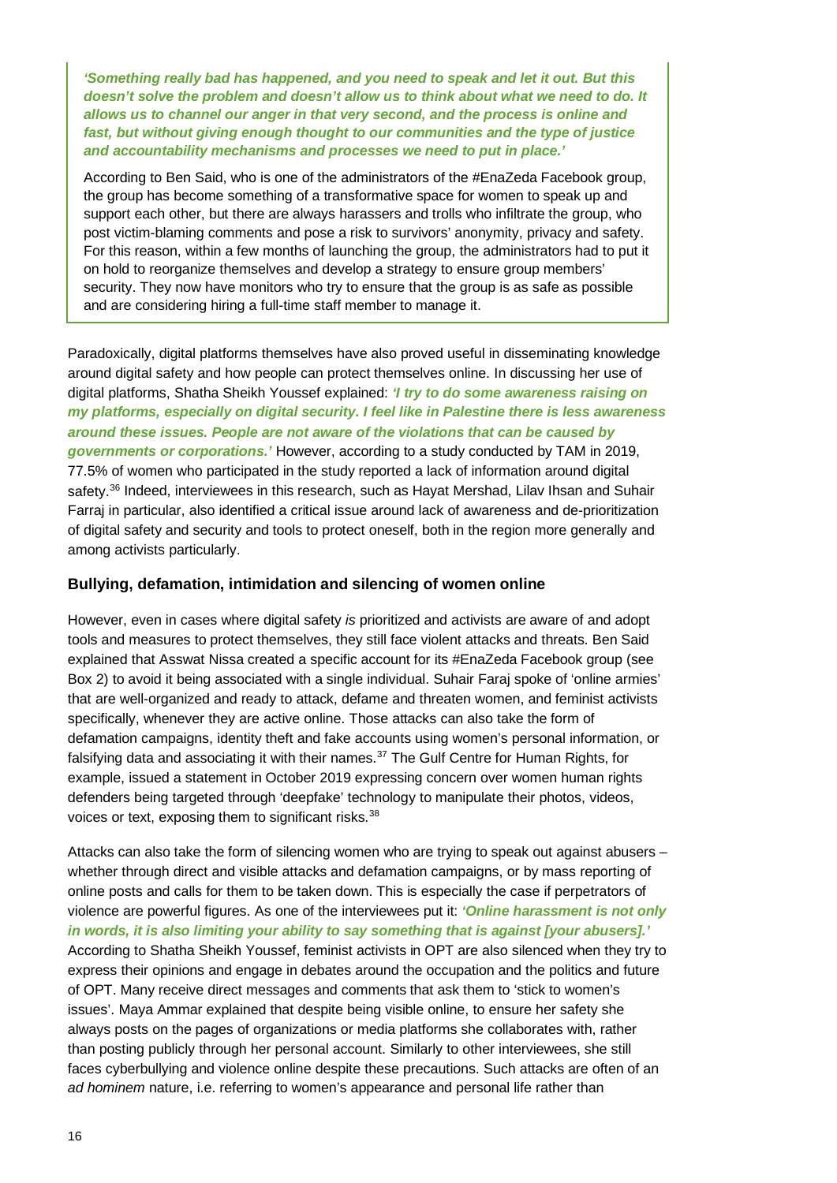***'Something really bad has happened, and you need to speak and let it out. But this doesn't solve the problem and doesn't allow us to think about what we need to do. It allows us to channel our anger in that very second, and the process is online and fast, but without giving enough thought to our communities and the type of justice and accountability mechanisms and processes we need to put in place.'***

According to Ben Said, who is one of the administrators of the #EnaZeda Facebook group, the group has become something of a transformative space for women to speak up and support each other, but there are always harassers and trolls who infiltrate the group, who post victim-blaming comments and pose a risk to survivors' anonymity, privacy and safety. For this reason, within a few months of launching the group, the administrators had to put it on hold to reorganize themselves and develop a strategy to ensure group members' security. They now have monitors who try to ensure that the group is as safe as possible and are considering hiring a full-time staff member to manage it.

Paradoxically, digital platforms themselves have also proved useful in disseminating knowledge around digital safety and how people can protect themselves online. In discussing her use of digital platforms, Shatha Sheikh Youssef explained: ***'I try to do some awareness raising on my platforms, especially on digital security. I feel like in Palestine there is less awareness around these issues. People are not aware of the violations that can be caused by governments or corporations.'*** However, according to a study conducted by TAM in 2019, 77.5% of women who participated in the study reported a lack of information around digital safety.[36] Indeed, interviewees in this research, such as Hayat Mershad, Lilav Ihsan and Suhair Farraj in particular, also identified a critical issue around lack of awareness and de-prioritization of digital safety and security and tools to protect oneself, both in the region more generally and among activists particularly.

### Bullying, defamation, intimidation and silencing of women online

However, even in cases where digital safety *is* prioritized and activists are aware of and adopt tools and measures to protect themselves, they still face violent attacks and threats. Ben Said explained that Asswat Nissa created a specific account for its #EnaZeda Facebook group (see Box 2) to avoid it being associated with a single individual. Suhair Faraj spoke of 'online armies' that are well-organized and ready to attack, defame and threaten women, and feminist activists specifically, whenever they are active online. Those attacks can also take the form of defamation campaigns, identity theft and fake accounts using women's personal information, or falsifying data and associating it with their names.[37] The Gulf Centre for Human Rights, for example, issued a statement in October 2019 expressing concern over women human rights defenders being targeted through 'deepfake' technology to manipulate their photos, videos, voices or text, exposing them to significant risks.[38]

Attacks can also take the form of silencing women who are trying to speak out against abusers – whether through direct and visible attacks and defamation campaigns, or by mass reporting of online posts and calls for them to be taken down. This is especially the case if perpetrators of violence are powerful figures. As one of the interviewees put it: ***'Online harassment is not only in words, it is also limiting your ability to say something that is against [your abusers].'*** According to Shatha Sheikh Youssef, feminist activists in OPT are also silenced when they try to express their opinions and engage in debates around the occupation and the politics and future of OPT. Many receive direct messages and comments that ask them to 'stick to women's issues'. Maya Ammar explained that despite being visible online, to ensure her safety she always posts on the pages of organizations or media platforms she collaborates with, rather than posting publicly through her personal account. Similarly to other interviewees, she still faces cyberbullying and violence online despite these precautions. Such attacks are often of an *ad hominem* nature, i.e. referring to women's appearance and personal life rather than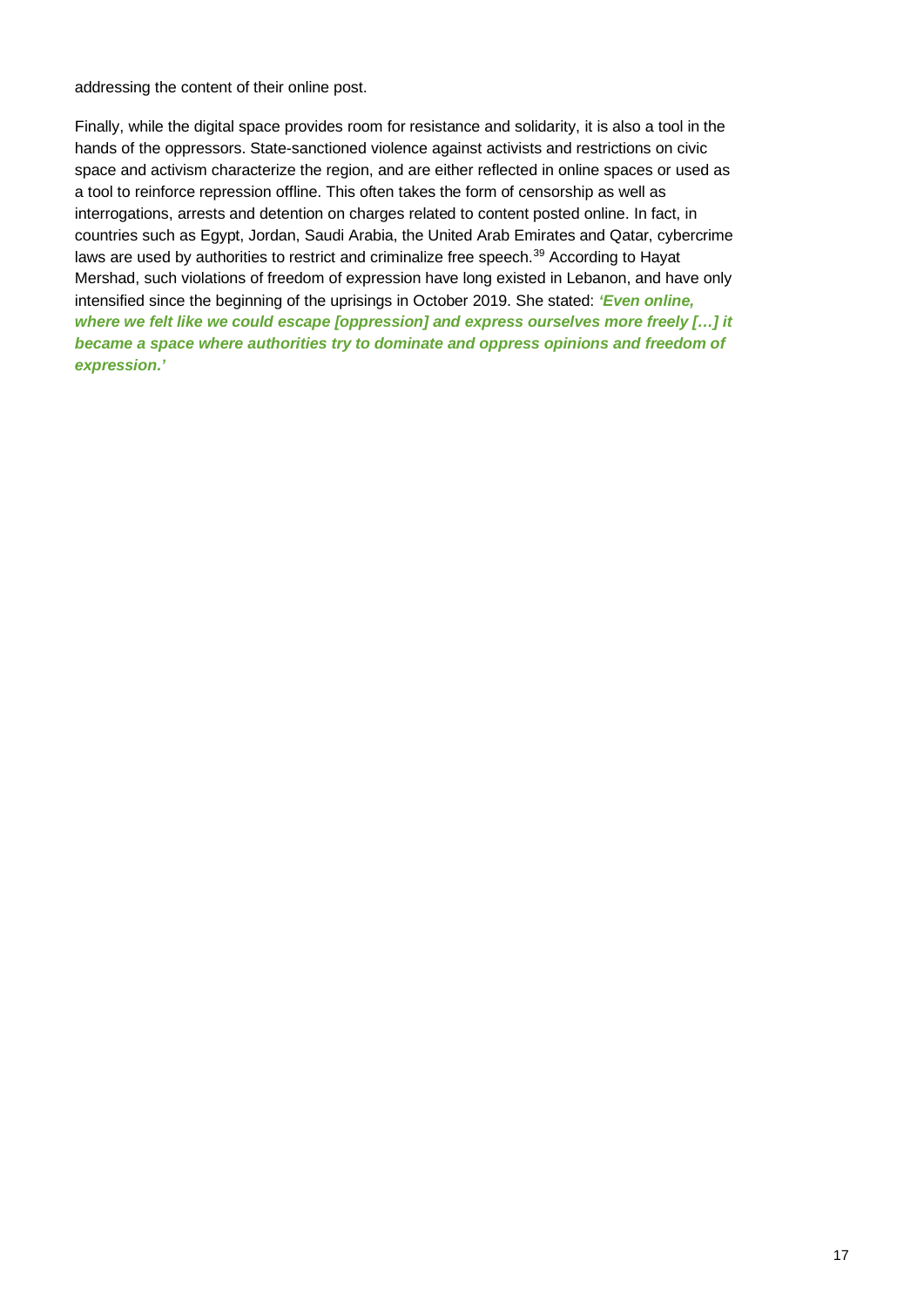addressing the content of their online post.

Finally, while the digital space provides room for resistance and solidarity, it is also a tool in the hands of the oppressors. State-sanctioned violence against activists and restrictions on civic space and activism characterize the region, and are either reflected in online spaces or used as a tool to reinforce repression offline. This often takes the form of censorship as well as interrogations, arrests and detention on charges related to content posted online. In fact, in countries such as Egypt, Jordan, Saudi Arabia, the United Arab Emirates and Qatar, cybercrime laws are used by authorities to restrict and criminalize free speech.[39] According to Hayat Mershad, such violations of freedom of expression have long existed in Lebanon, and have only intensified since the beginning of the uprisings in October 2019. She stated: ***'Even online, where we felt like we could escape [oppression] and express ourselves more freely […] it became a space where authorities try to dominate and oppress opinions and freedom of expression.'***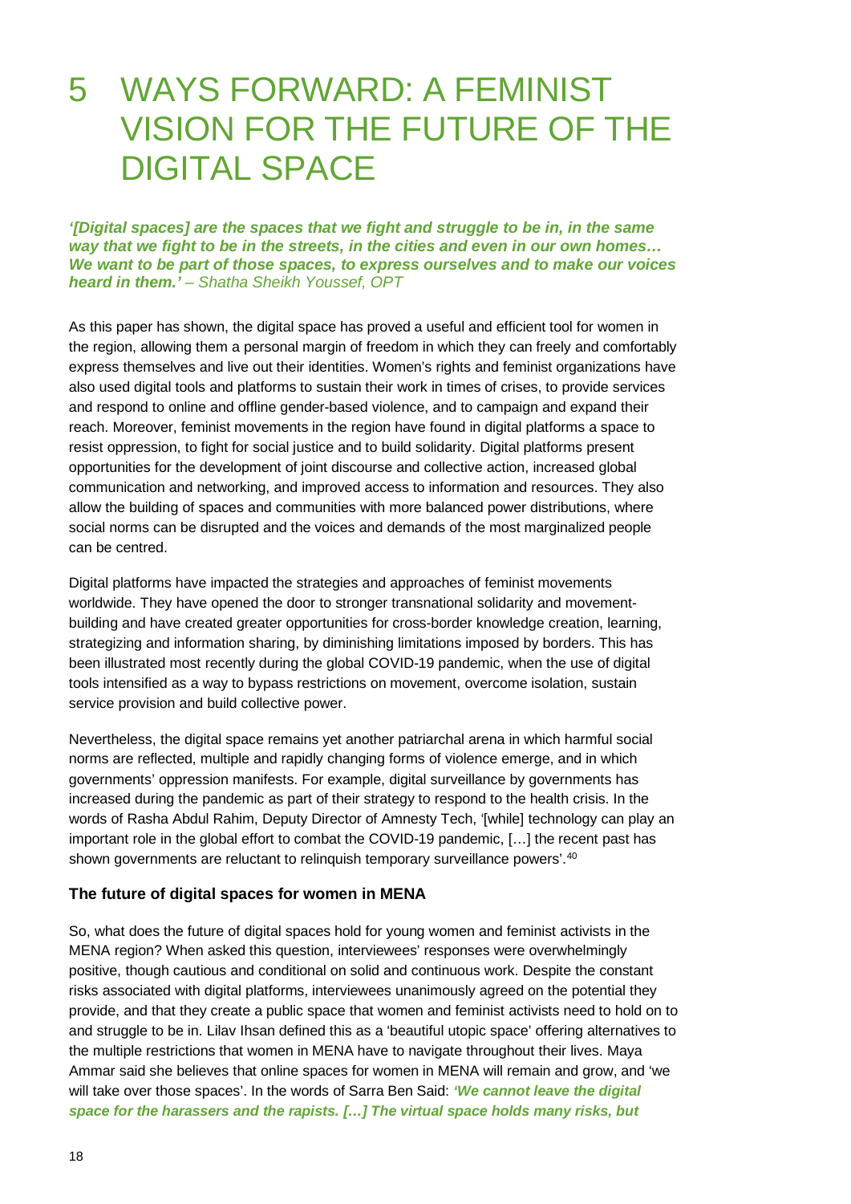# 5 WAYS FORWARD: A FEMINIST VISION FOR THE FUTURE OF THE DIGITAL SPACE

***'[Digital spaces] are the spaces that we fight and struggle to be in, in the same way that we fight to be in the streets, in the cities and even in our own homes… We want to be part of those spaces, to express ourselves and to make our voices heard in them.'*** *– Shatha Sheikh Youssef, OPT*

As this paper has shown, the digital space has proved a useful and efficient tool for women in the region, allowing them a personal margin of freedom in which they can freely and comfortably express themselves and live out their identities. Women's rights and feminist organizations have also used digital tools and platforms to sustain their work in times of crises, to provide services and respond to online and offline gender-based violence, and to campaign and expand their reach. Moreover, feminist movements in the region have found in digital platforms a space to resist oppression, to fight for social justice and to build solidarity. Digital platforms present opportunities for the development of joint discourse and collective action, increased global communication and networking, and improved access to information and resources. They also allow the building of spaces and communities with more balanced power distributions, where social norms can be disrupted and the voices and demands of the most marginalized people can be centred.

Digital platforms have impacted the strategies and approaches of feminist movements worldwide. They have opened the door to stronger transnational solidarity and movement-building and have created greater opportunities for cross-border knowledge creation, learning, strategizing and information sharing, by diminishing limitations imposed by borders. This has been illustrated most recently during the global COVID-19 pandemic, when the use of digital tools intensified as a way to bypass restrictions on movement, overcome isolation, sustain service provision and build collective power.

Nevertheless, the digital space remains yet another patriarchal arena in which harmful social norms are reflected, multiple and rapidly changing forms of violence emerge, and in which governments' oppression manifests. For example, digital surveillance by governments has increased during the pandemic as part of their strategy to respond to the health crisis. In the words of Rasha Abdul Rahim, Deputy Director of Amnesty Tech, '[while] technology can play an important role in the global effort to combat the COVID-19 pandemic, […] the recent past has shown governments are reluctant to relinquish temporary surveillance powers'.[40]

### The future of digital spaces for women in MENA

So, what does the future of digital spaces hold for young women and feminist activists in the MENA region? When asked this question, interviewees' responses were overwhelmingly positive, though cautious and conditional on solid and continuous work. Despite the constant risks associated with digital platforms, interviewees unanimously agreed on the potential they provide, and that they create a public space that women and feminist activists need to hold on to and struggle to be in. Lilav Ihsan defined this as a 'beautiful utopic space' offering alternatives to the multiple restrictions that women in MENA have to navigate throughout their lives. Maya Ammar said she believes that online spaces for women in MENA will remain and grow, and 'we will take over those spaces'. In the words of Sarra Ben Said: ***'We cannot leave the digital space for the harassers and the rapists. […] The virtual space holds many risks, but***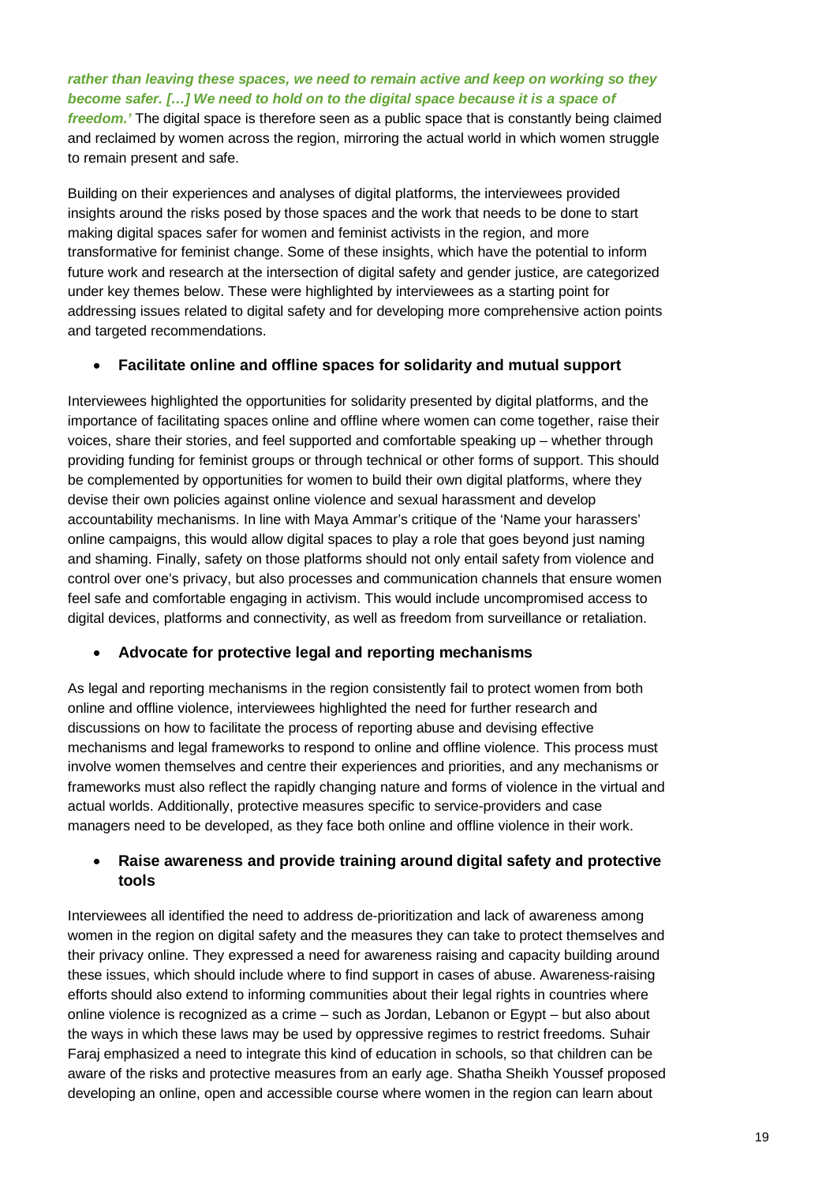***rather than leaving these spaces, we need to remain active and keep on working so they become safer. […] We need to hold on to the digital space because it is a space of freedom.'*** The digital space is therefore seen as a public space that is constantly being claimed and reclaimed by women across the region, mirroring the actual world in which women struggle to remain present and safe.

Building on their experiences and analyses of digital platforms, the interviewees provided insights around the risks posed by those spaces and the work that needs to be done to start making digital spaces safer for women and feminist activists in the region, and more transformative for feminist change. Some of these insights, which have the potential to inform future work and research at the intersection of digital safety and gender justice, are categorized under key themes below. These were highlighted by interviewees as a starting point for addressing issues related to digital safety and for developing more comprehensive action points and targeted recommendations.

- **Facilitate online and offline spaces for solidarity and mutual support**

Interviewees highlighted the opportunities for solidarity presented by digital platforms, and the importance of facilitating spaces online and offline where women can come together, raise their voices, share their stories, and feel supported and comfortable speaking up – whether through providing funding for feminist groups or through technical or other forms of support. This should be complemented by opportunities for women to build their own digital platforms, where they devise their own policies against online violence and sexual harassment and develop accountability mechanisms. In line with Maya Ammar's critique of the 'Name your harassers' online campaigns, this would allow digital spaces to play a role that goes beyond just naming and shaming. Finally, safety on those platforms should not only entail safety from violence and control over one's privacy, but also processes and communication channels that ensure women feel safe and comfortable engaging in activism. This would include uncompromised access to digital devices, platforms and connectivity, as well as freedom from surveillance or retaliation.

- **Advocate for protective legal and reporting mechanisms**

As legal and reporting mechanisms in the region consistently fail to protect women from both online and offline violence, interviewees highlighted the need for further research and discussions on how to facilitate the process of reporting abuse and devising effective mechanisms and legal frameworks to respond to online and offline violence. This process must involve women themselves and centre their experiences and priorities, and any mechanisms or frameworks must also reflect the rapidly changing nature and forms of violence in the virtual and actual worlds. Additionally, protective measures specific to service-providers and case managers need to be developed, as they face both online and offline violence in their work.

- **Raise awareness and provide training around digital safety and protective tools**

Interviewees all identified the need to address de-prioritization and lack of awareness among women in the region on digital safety and the measures they can take to protect themselves and their privacy online. They expressed a need for awareness raising and capacity building around these issues, which should include where to find support in cases of abuse. Awareness-raising efforts should also extend to informing communities about their legal rights in countries where online violence is recognized as a crime – such as Jordan, Lebanon or Egypt – but also about the ways in which these laws may be used by oppressive regimes to restrict freedoms. Suhair Faraj emphasized a need to integrate this kind of education in schools, so that children can be aware of the risks and protective measures from an early age. Shatha Sheikh Youssef proposed developing an online, open and accessible course where women in the region can learn about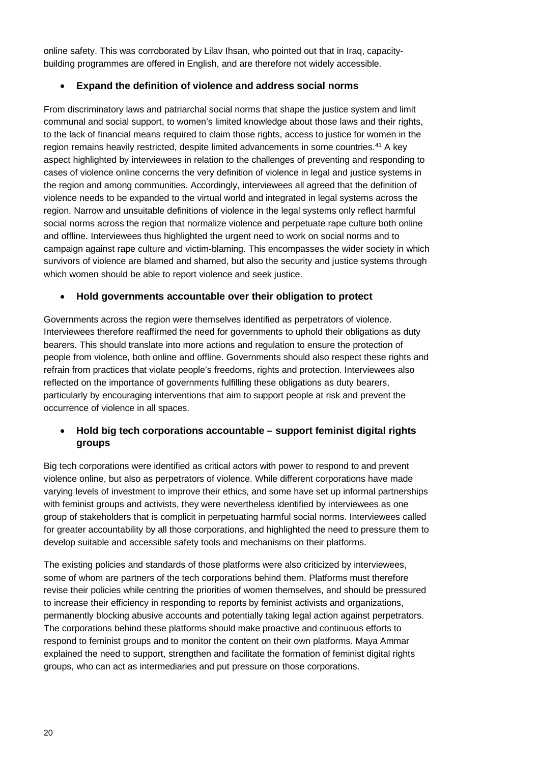online safety. This was corroborated by Lilav Ihsan, who pointed out that in Iraq, capacity-building programmes are offered in English, and are therefore not widely accessible.

- **Expand the definition of violence and address social norms**

From discriminatory laws and patriarchal social norms that shape the justice system and limit communal and social support, to women's limited knowledge about those laws and their rights, to the lack of financial means required to claim those rights, access to justice for women in the region remains heavily restricted, despite limited advancements in some countries.[41] A key aspect highlighted by interviewees in relation to the challenges of preventing and responding to cases of violence online concerns the very definition of violence in legal and justice systems in the region and among communities. Accordingly, interviewees all agreed that the definition of violence needs to be expanded to the virtual world and integrated in legal systems across the region. Narrow and unsuitable definitions of violence in the legal systems only reflect harmful social norms across the region that normalize violence and perpetuate rape culture both online and offline. Interviewees thus highlighted the urgent need to work on social norms and to campaign against rape culture and victim-blaming. This encompasses the wider society in which survivors of violence are blamed and shamed, but also the security and justice systems through which women should be able to report violence and seek justice.

- **Hold governments accountable over their obligation to protect**

Governments across the region were themselves identified as perpetrators of violence. Interviewees therefore reaffirmed the need for governments to uphold their obligations as duty bearers. This should translate into more actions and regulation to ensure the protection of people from violence, both online and offline. Governments should also respect these rights and refrain from practices that violate people's freedoms, rights and protection. Interviewees also reflected on the importance of governments fulfilling these obligations as duty bearers, particularly by encouraging interventions that aim to support people at risk and prevent the occurrence of violence in all spaces.

- **Hold big tech corporations accountable – support feminist digital rights groups**

Big tech corporations were identified as critical actors with power to respond to and prevent violence online, but also as perpetrators of violence. While different corporations have made varying levels of investment to improve their ethics, and some have set up informal partnerships with feminist groups and activists, they were nevertheless identified by interviewees as one group of stakeholders that is complicit in perpetuating harmful social norms. Interviewees called for greater accountability by all those corporations, and highlighted the need to pressure them to develop suitable and accessible safety tools and mechanisms on their platforms.

The existing policies and standards of those platforms were also criticized by interviewees, some of whom are partners of the tech corporations behind them. Platforms must therefore revise their policies while centring the priorities of women themselves, and should be pressured to increase their efficiency in responding to reports by feminist activists and organizations, permanently blocking abusive accounts and potentially taking legal action against perpetrators. The corporations behind these platforms should make proactive and continuous efforts to respond to feminist groups and to monitor the content on their own platforms. Maya Ammar explained the need to support, strengthen and facilitate the formation of feminist digital rights groups, who can act as intermediaries and put pressure on those corporations.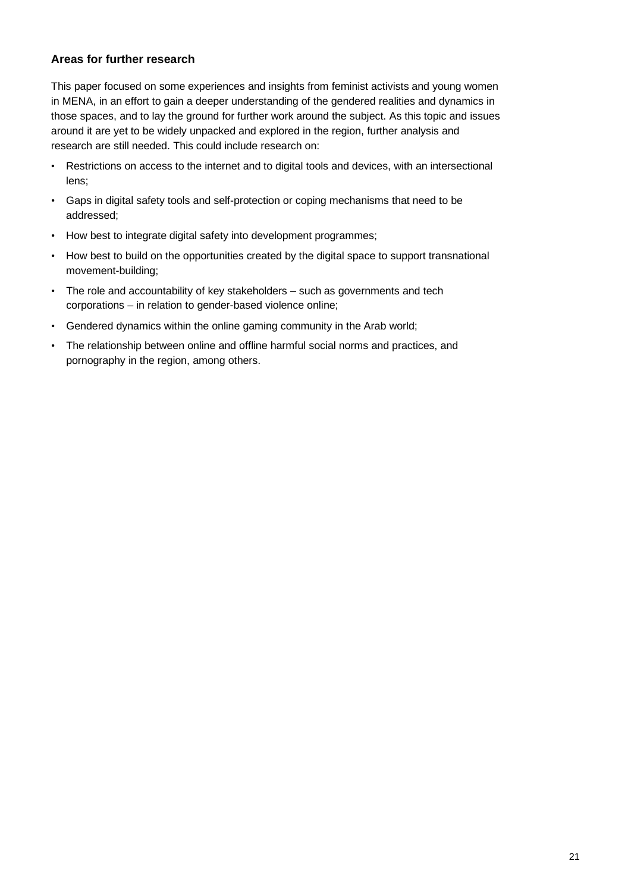### Areas for further research

This paper focused on some experiences and insights from feminist activists and young women in MENA, in an effort to gain a deeper understanding of the gendered realities and dynamics in those spaces, and to lay the ground for further work around the subject. As this topic and issues around it are yet to be widely unpacked and explored in the region, further analysis and research are still needed. This could include research on:

- Restrictions on access to the internet and to digital tools and devices, with an intersectional lens;
- Gaps in digital safety tools and self-protection or coping mechanisms that need to be addressed;
- How best to integrate digital safety into development programmes;
- How best to build on the opportunities created by the digital space to support transnational movement-building;
- The role and accountability of key stakeholders – such as governments and tech corporations – in relation to gender-based violence online;
- Gendered dynamics within the online gaming community in the Arab world;
- The relationship between online and offline harmful social norms and practices, and pornography in the region, among others.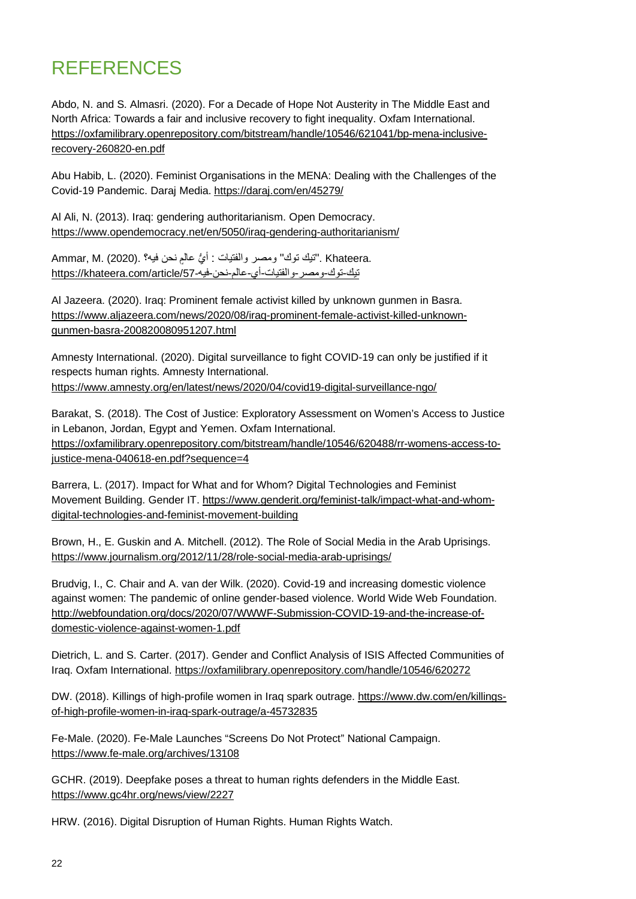# REFERENCES

Abdo, N. and S. Almasri. (2020). For a Decade of Hope Not Austerity in The Middle East and North Africa: Towards a fair and inclusive recovery to fight inequality. Oxfam International. https://oxfamilibrary.openrepository.com/bitstream/handle/10546/621041/bp-mena-inclusive-recovery-260820-en.pdf

Abu Habib, L. (2020). Feminist Organisations in the MENA: Dealing with the Challenges of the Covid-19 Pandemic. Daraj Media. https://daraj.com/en/45279/

Al Ali, N. (2013). Iraq: gendering authoritarianism. Open Democracy. https://www.opendemocracy.net/en/5050/iraq-gendering-authoritarianism/

Ammar, M. (2020). "تيك توك" ومصر والفتيات : أيُّ عالمٍ نحن فيه؟. Khateera. https://khateera.com/article/57-تيك-توك-ومصر-والفتيات-أي-عالم-نحن-فيه

Al Jazeera. (2020). Iraq: Prominent female activist killed by unknown gunmen in Basra. https://www.aljazeera.com/news/2020/08/iraq-prominent-female-activist-killed-unknown-gunmen-basra-200820080951207.html

Amnesty International. (2020). Digital surveillance to fight COVID-19 can only be justified if it respects human rights. Amnesty International. https://www.amnesty.org/en/latest/news/2020/04/covid19-digital-surveillance-ngo/

Barakat, S. (2018). The Cost of Justice: Exploratory Assessment on Women's Access to Justice in Lebanon, Jordan, Egypt and Yemen. Oxfam International. https://oxfamilibrary.openrepository.com/bitstream/handle/10546/620488/rr-womens-access-to-justice-mena-040618-en.pdf?sequence=4

Barrera, L. (2017). Impact for What and for Whom? Digital Technologies and Feminist Movement Building. Gender IT. https://www.genderit.org/feminist-talk/impact-what-and-whom-digital-technologies-and-feminist-movement-building

Brown, H., E. Guskin and A. Mitchell. (2012). The Role of Social Media in the Arab Uprisings. https://www.journalism.org/2012/11/28/role-social-media-arab-uprisings/

Brudvig, I., C. Chair and A. van der Wilk. (2020). Covid-19 and increasing domestic violence against women: The pandemic of online gender-based violence. World Wide Web Foundation. http://webfoundation.org/docs/2020/07/WWWF-Submission-COVID-19-and-the-increase-of-domestic-violence-against-women-1.pdf

Dietrich, L. and S. Carter. (2017). Gender and Conflict Analysis of ISIS Affected Communities of Iraq. Oxfam International. https://oxfamilibrary.openrepository.com/handle/10546/620272

DW. (2018). Killings of high-profile women in Iraq spark outrage. https://www.dw.com/en/killings-of-high-profile-women-in-iraq-spark-outrage/a-45732835

Fe-Male. (2020). Fe-Male Launches "Screens Do Not Protect" National Campaign. https://www.fe-male.org/archives/13108

GCHR. (2019). Deepfake poses a threat to human rights defenders in the Middle East. https://www.gc4hr.org/news/view/2227

HRW. (2016). Digital Disruption of Human Rights. Human Rights Watch.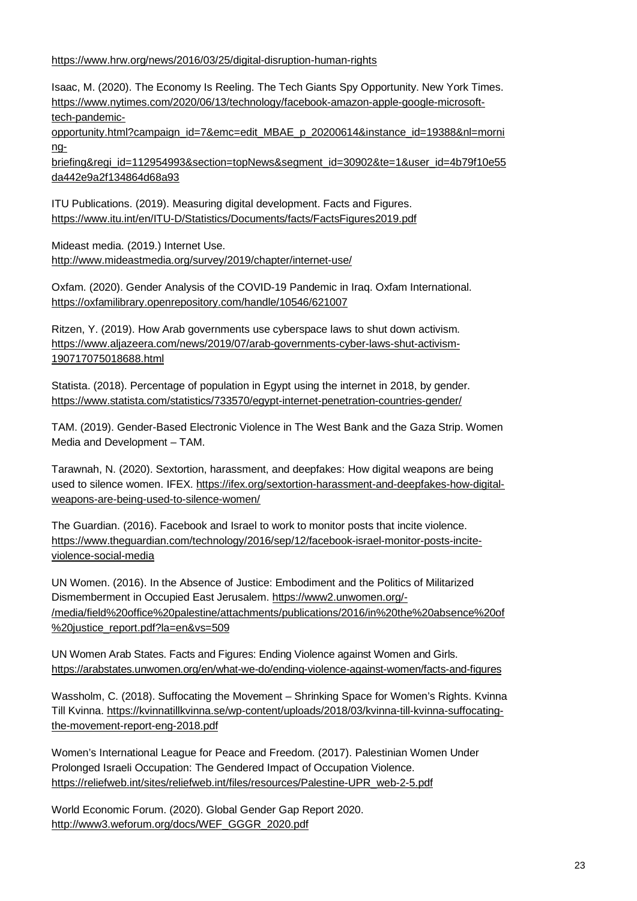https://www.hrw.org/news/2016/03/25/digital-disruption-human-rights

Isaac, M. (2020). The Economy Is Reeling. The Tech Giants Spy Opportunity. New York Times. https://www.nytimes.com/2020/06/13/technology/facebook-amazon-apple-google-microsoft-tech-pandemic-opportunity.html?campaign_id=7&emc=edit_MBAE_p_20200614&instance_id=19388&nl=morning-briefing&regi_id=112954993&section=topNews&segment_id=30902&te=1&user_id=4b79f10e55da442e9a2f134864d68a93

ITU Publications. (2019). Measuring digital development. Facts and Figures. https://www.itu.int/en/ITU-D/Statistics/Documents/facts/FactsFigures2019.pdf

Mideast media. (2019.) Internet Use. http://www.mideastmedia.org/survey/2019/chapter/internet-use/

Oxfam. (2020). Gender Analysis of the COVID-19 Pandemic in Iraq. Oxfam International. https://oxfamilibrary.openrepository.com/handle/10546/621007

Ritzen, Y. (2019). How Arab governments use cyberspace laws to shut down activism. https://www.aljazeera.com/news/2019/07/arab-governments-cyber-laws-shut-activism-190717075018688.html

Statista. (2018). Percentage of population in Egypt using the internet in 2018, by gender. https://www.statista.com/statistics/733570/egypt-internet-penetration-countries-gender/

TAM. (2019). Gender-Based Electronic Violence in The West Bank and the Gaza Strip. Women Media and Development – TAM.

Tarawnah, N. (2020). Sextortion, harassment, and deepfakes: How digital weapons are being used to silence women. IFEX. https://ifex.org/sextortion-harassment-and-deepfakes-how-digital-weapons-are-being-used-to-silence-women/

The Guardian. (2016). Facebook and Israel to work to monitor posts that incite violence. https://www.theguardian.com/technology/2016/sep/12/facebook-israel-monitor-posts-incite-violence-social-media

UN Women. (2016). In the Absence of Justice: Embodiment and the Politics of Militarized Dismemberment in Occupied East Jerusalem. https://www2.unwomen.org/-/media/field%20office%20palestine/attachments/publications/2016/in%20the%20absence%20of%20justice_report.pdf?la=en&vs=509

UN Women Arab States. Facts and Figures: Ending Violence against Women and Girls. https://arabstates.unwomen.org/en/what-we-do/ending-violence-against-women/facts-and-figures

Wassholm, C. (2018). Suffocating the Movement – Shrinking Space for Women's Rights. Kvinna Till Kvinna. https://kvinnatillkvinna.se/wp-content/uploads/2018/03/kvinna-till-kvinna-suffocating-the-movement-report-eng-2018.pdf

Women's International League for Peace and Freedom. (2017). Palestinian Women Under Prolonged Israeli Occupation: The Gendered Impact of Occupation Violence. https://reliefweb.int/sites/reliefweb.int/files/resources/Palestine-UPR_web-2-5.pdf

World Economic Forum. (2020). Global Gender Gap Report 2020. http://www3.weforum.org/docs/WEF_GGGR_2020.pdf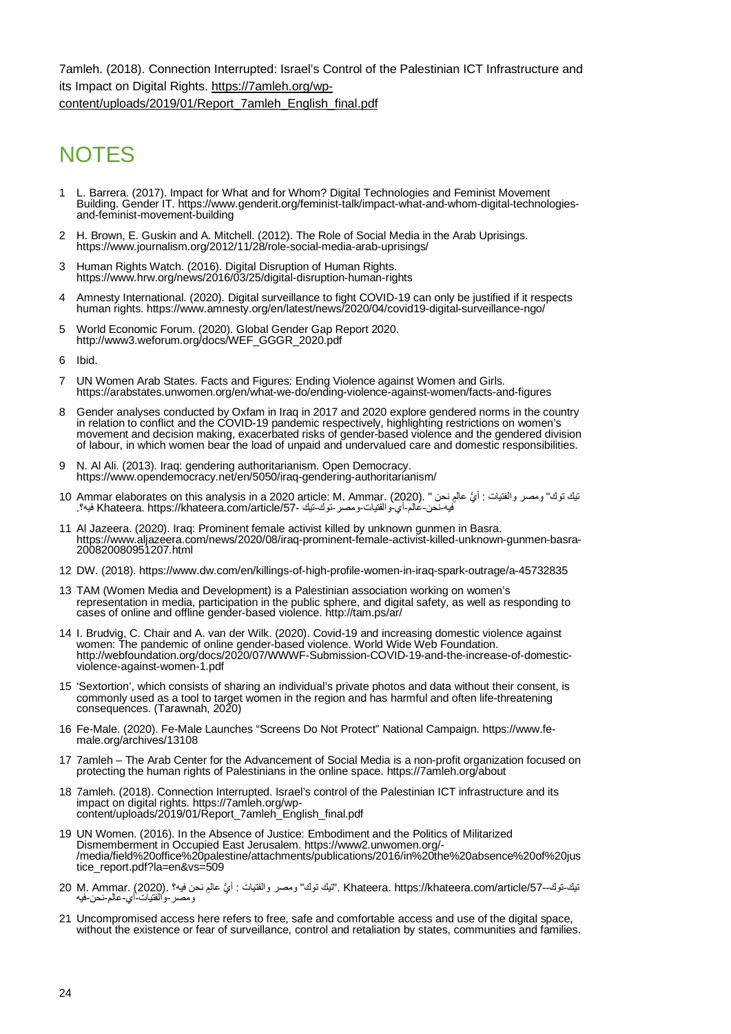7amleh. (2018). Connection Interrupted: Israel's Control of the Palestinian ICT Infrastructure and its Impact on Digital Rights. https://7amleh.org/wp-content/uploads/2019/01/Report_7amleh_English_final.pdf

# NOTES

1. L. Barrera. (2017). Impact for What and for Whom? Digital Technologies and Feminist Movement Building. Gender IT. https://www.genderit.org/feminist-talk/impact-what-and-whom-digital-technologies-and-feminist-movement-building
2. H. Brown, E. Guskin and A. Mitchell. (2012). The Role of Social Media in the Arab Uprisings. https://www.journalism.org/2012/11/28/role-social-media-arab-uprisings/
3. Human Rights Watch. (2016). Digital Disruption of Human Rights. https://www.hrw.org/news/2016/03/25/digital-disruption-human-rights
4. Amnesty International. (2020). Digital surveillance to fight COVID-19 can only be justified if it respects human rights. https://www.amnesty.org/en/latest/news/2020/04/covid19-digital-surveillance-ngo/
5. World Economic Forum. (2020). Global Gender Gap Report 2020. http://www3.weforum.org/docs/WEF_GGGR_2020.pdf
6. Ibid.
7. UN Women Arab States. Facts and Figures: Ending Violence against Women and Girls. https://arabstates.unwomen.org/en/what-we-do/ending-violence-against-women/facts-and-figures
8. Gender analyses conducted by Oxfam in Iraq in 2017 and 2020 explore gendered norms in the country in relation to conflict and the COVID-19 pandemic respectively, highlighting restrictions on women's movement and decision making, exacerbated risks of gender-based violence and the gendered division of labour, in which women bear the load of unpaid and undervalued care and domestic responsibilities.
9. N. Al Ali. (2013). Iraq: gendering authoritarianism. Open Democracy. https://www.opendemocracy.net/en/5050/iraq-gendering-authoritarianism/
10. Ammar elaborates on this analysis in a 2020 article: M. Ammar. (2020). " تيك توك" ومصر والفتيات : أيُّ عالمٍ نحن فيه؟. Khateera. https://khateera.com/article/57- تيك-توك-ومصر-والفتيات-أي-عالم-نحن-فيه
11. Al Jazeera. (2020). Iraq: Prominent female activist killed by unknown gunmen in Basra. https://www.aljazeera.com/news/2020/08/iraq-prominent-female-activist-killed-unknown-gunmen-basra-200820080951207.html
12. DW. (2018). https://www.dw.com/en/killings-of-high-profile-women-in-iraq-spark-outrage/a-45732835
13. TAM (Women Media and Development) is a Palestinian association working on women's representation in media, participation in the public sphere, and digital safety, as well as responding to cases of online and offline gender-based violence. http://tam.ps/ar/
14. I. Brudvig, C. Chair and A. van der Wilk. (2020). Covid-19 and increasing domestic violence against women: The pandemic of online gender-based violence. World Wide Web Foundation. http://webfoundation.org/docs/2020/07/WWWF-Submission-COVID-19-and-the-increase-of-domestic-violence-against-women-1.pdf
15. 'Sextortion', which consists of sharing an individual's private photos and data without their consent, is commonly used as a tool to target women in the region and has harmful and often life-threatening consequences. (Tarawnah, 2020)
16. Fe-Male. (2020). Fe-Male Launches "Screens Do Not Protect" National Campaign. https://www.fe-male.org/archives/13108
17. 7amleh – The Arab Center for the Advancement of Social Media is a non-profit organization focused on protecting the human rights of Palestinians in the online space. https://7amleh.org/about
18. 7amleh. (2018). Connection Interrupted. Israel's control of the Palestinian ICT infrastructure and its impact on digital rights. https://7amleh.org/wp-content/uploads/2019/01/Report_7amleh_English_final.pdf
19. UN Women. (2016). In the Absence of Justice: Embodiment and the Politics of Militarized Dismemberment in Occupied East Jerusalem. https://www2.unwomen.org/-/media/field%20office%20palestine/attachments/publications/2016/in%20the%20absence%20of%20justice_report.pdf?la=en&vs=509
20. M. Ammar. (2020). "تيك توك" ومصر والفتيات : أيُّ عالمٍ نحن فيه؟. Khateera. https://khateera.com/article/57--تيك-توك-ومصر-والفتيات-أي-عالم-نحن-فيه
21. Uncompromised access here refers to free, safe and comfortable access and use of the digital space, without the existence or fear of surveillance, control and retaliation by states, communities and families.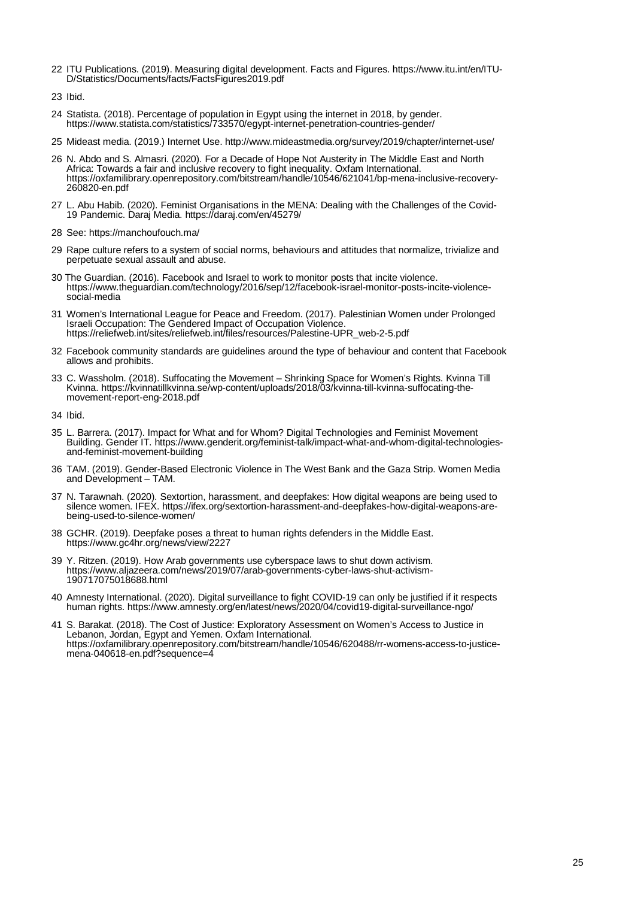22 ITU Publications. (2019). Measuring digital development. Facts and Figures. https://www.itu.int/en/ITU-D/Statistics/Documents/facts/FactsFigures2019.pdf

23 Ibid.

24 Statista. (2018). Percentage of population in Egypt using the internet in 2018, by gender. https://www.statista.com/statistics/733570/egypt-internet-penetration-countries-gender/

25 Mideast media. (2019.) Internet Use. http://www.mideastmedia.org/survey/2019/chapter/internet-use/

26 N. Abdo and S. Almasri. (2020). For a Decade of Hope Not Austerity in The Middle East and North Africa: Towards a fair and inclusive recovery to fight inequality. Oxfam International. https://oxfamilibrary.openrepository.com/bitstream/handle/10546/621041/bp-mena-inclusive-recovery-260820-en.pdf

27 L. Abu Habib. (2020). Feminist Organisations in the MENA: Dealing with the Challenges of the Covid-19 Pandemic. Daraj Media. https://daraj.com/en/45279/

28 See: https://manchoufouch.ma/

29 Rape culture refers to a system of social norms, behaviours and attitudes that normalize, trivialize and perpetuate sexual assault and abuse.

30 The Guardian. (2016). Facebook and Israel to work to monitor posts that incite violence. https://www.theguardian.com/technology/2016/sep/12/facebook-israel-monitor-posts-incite-violence-social-media

31 Women's International League for Peace and Freedom. (2017). Palestinian Women under Prolonged Israeli Occupation: The Gendered Impact of Occupation Violence. https://reliefweb.int/sites/reliefweb.int/files/resources/Palestine-UPR_web-2-5.pdf

32 Facebook community standards are guidelines around the type of behaviour and content that Facebook allows and prohibits.

33 C. Wassholm. (2018). Suffocating the Movement – Shrinking Space for Women's Rights. Kvinna Till Kvinna. https://kvinnatillkvinna.se/wp-content/uploads/2018/03/kvinna-till-kvinna-suffocating-the-movement-report-eng-2018.pdf

34 Ibid.

35 L. Barrera. (2017). Impact for What and for Whom? Digital Technologies and Feminist Movement Building. Gender IT. https://www.genderit.org/feminist-talk/impact-what-and-whom-digital-technologies-and-feminist-movement-building

36 TAM. (2019). Gender-Based Electronic Violence in The West Bank and the Gaza Strip. Women Media and Development – TAM.

37 N. Tarawnah. (2020). Sextortion, harassment, and deepfakes: How digital weapons are being used to silence women. IFEX. https://ifex.org/sextortion-harassment-and-deepfakes-how-digital-weapons-are-being-used-to-silence-women/

38 GCHR. (2019). Deepfake poses a threat to human rights defenders in the Middle East. https://www.gc4hr.org/news/view/2227

39 Y. Ritzen. (2019). How Arab governments use cyberspace laws to shut down activism. https://www.aljazeera.com/news/2019/07/arab-governments-cyber-laws-shut-activism-190717075018688.html

40 Amnesty International. (2020). Digital surveillance to fight COVID-19 can only be justified if it respects human rights. https://www.amnesty.org/en/latest/news/2020/04/covid19-digital-surveillance-ngo/

41 S. Barakat. (2018). The Cost of Justice: Exploratory Assessment on Women's Access to Justice in Lebanon, Jordan, Egypt and Yemen. Oxfam International. https://oxfamilibrary.openrepository.com/bitstream/handle/10546/620488/rr-womens-access-to-justice-mena-040618-en.pdf?sequence=4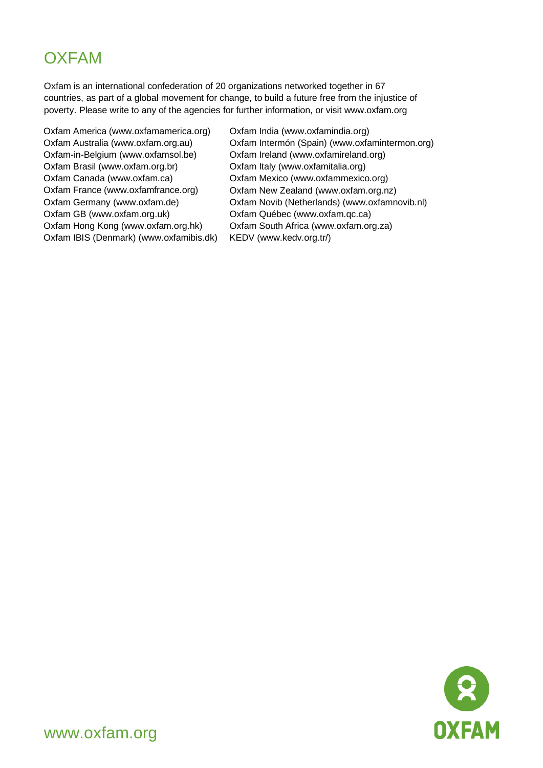# OXFAM

Oxfam is an international confederation of 20 organizations networked together in 67 countries, as part of a global movement for change, to build a future free from the injustice of poverty. Please write to any of the agencies for further information, or visit www.oxfam.org

Oxfam America (www.oxfamamerica.org)
Oxfam Australia (www.oxfam.org.au)
Oxfam-in-Belgium (www.oxfamsol.be)
Oxfam Brasil (www.oxfam.org.br)
Oxfam Canada (www.oxfam.ca)
Oxfam France (www.oxfamfrance.org)
Oxfam Germany (www.oxfam.de)
Oxfam GB (www.oxfam.org.uk)
Oxfam Hong Kong (www.oxfam.org.hk)
Oxfam IBIS (Denmark) (www.oxfamibis.dk)
Oxfam India (www.oxfamindia.org)
Oxfam Intermón (Spain) (www.oxfamintermon.org)
Oxfam Ireland (www.oxfamireland.org)
Oxfam Italy (www.oxfamitalia.org)
Oxfam Mexico (www.oxfammexico.org)
Oxfam New Zealand (www.oxfam.org.nz)
Oxfam Novib (Netherlands) (www.oxfamnovib.nl)
Oxfam Québec (www.oxfam.qc.ca)
Oxfam South Africa (www.oxfam.org.za)
KEDV (www.kedv.org.tr/)

www.oxfam.org

OXFAM